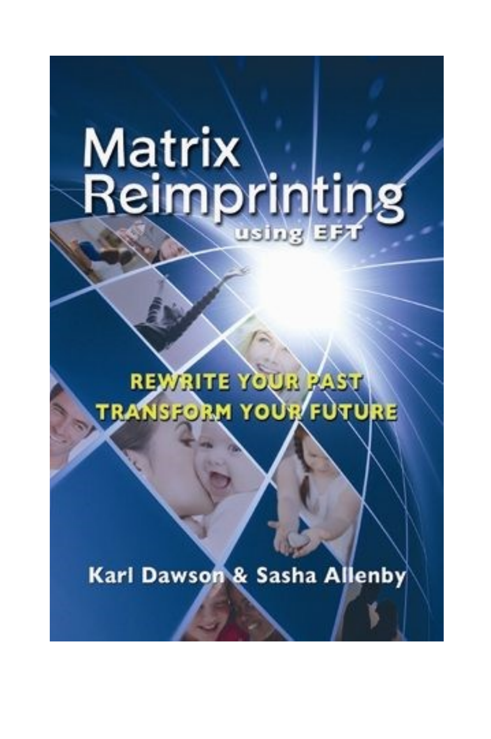# Matrix Reimprinting

using EFT

**REWRITE YOUR PAST**
**TRANSFORM YOUR FUTURE**

**Karl Dawson & Sasha Allenby**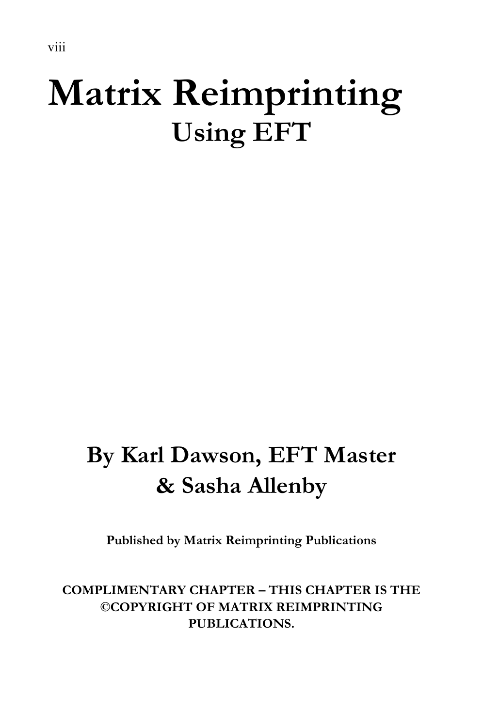# Matrix Reimprinting

## Using EFT

**By Karl Dawson, EFT Master**
**& Sasha Allenby**

**Published by Matrix Reimprinting Publications**

**COMPLIMENTARY CHAPTER – THIS CHAPTER IS THE ©COPYRIGHT OF MATRIX REIMPRINTING PUBLICATIONS.**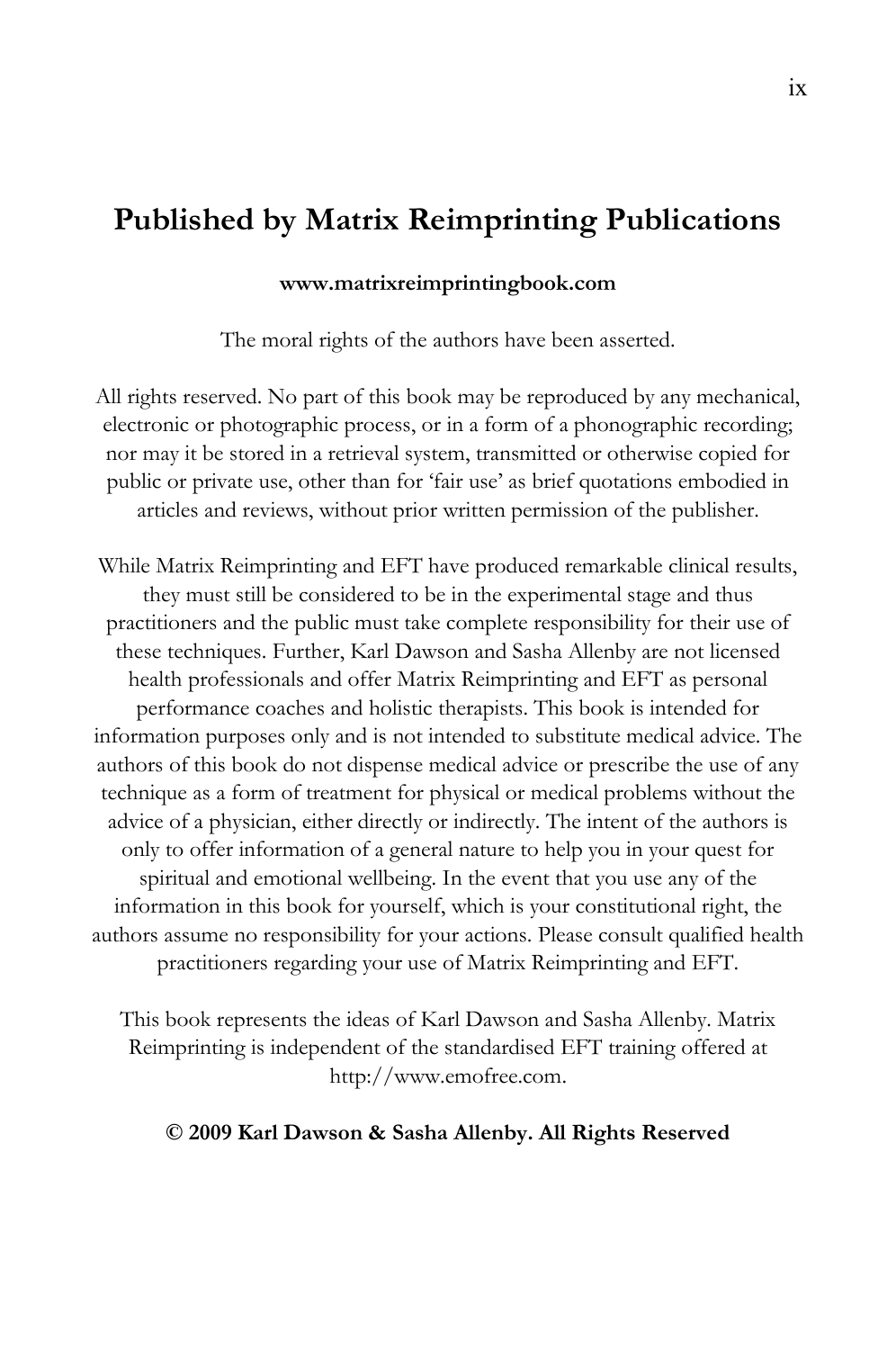# Published by Matrix Reimprinting Publications

**www.matrixreimprintingbook.com**

The moral rights of the authors have been asserted.

All rights reserved. No part of this book may be reproduced by any mechanical, electronic or photographic process, or in a form of a phonographic recording; nor may it be stored in a retrieval system, transmitted or otherwise copied for public or private use, other than for 'fair use' as brief quotations embodied in articles and reviews, without prior written permission of the publisher.

While Matrix Reimprinting and EFT have produced remarkable clinical results, they must still be considered to be in the experimental stage and thus practitioners and the public must take complete responsibility for their use of these techniques. Further, Karl Dawson and Sasha Allenby are not licensed health professionals and offer Matrix Reimprinting and EFT as personal performance coaches and holistic therapists. This book is intended for information purposes only and is not intended to substitute medical advice. The authors of this book do not dispense medical advice or prescribe the use of any technique as a form of treatment for physical or medical problems without the advice of a physician, either directly or indirectly. The intent of the authors is only to offer information of a general nature to help you in your quest for spiritual and emotional wellbeing. In the event that you use any of the information in this book for yourself, which is your constitutional right, the authors assume no responsibility for your actions. Please consult qualified health practitioners regarding your use of Matrix Reimprinting and EFT.

This book represents the ideas of Karl Dawson and Sasha Allenby. Matrix Reimprinting is independent of the standardised EFT training offered at http://www.emofree.com.

**© 2009 Karl Dawson & Sasha Allenby. All Rights Reserved**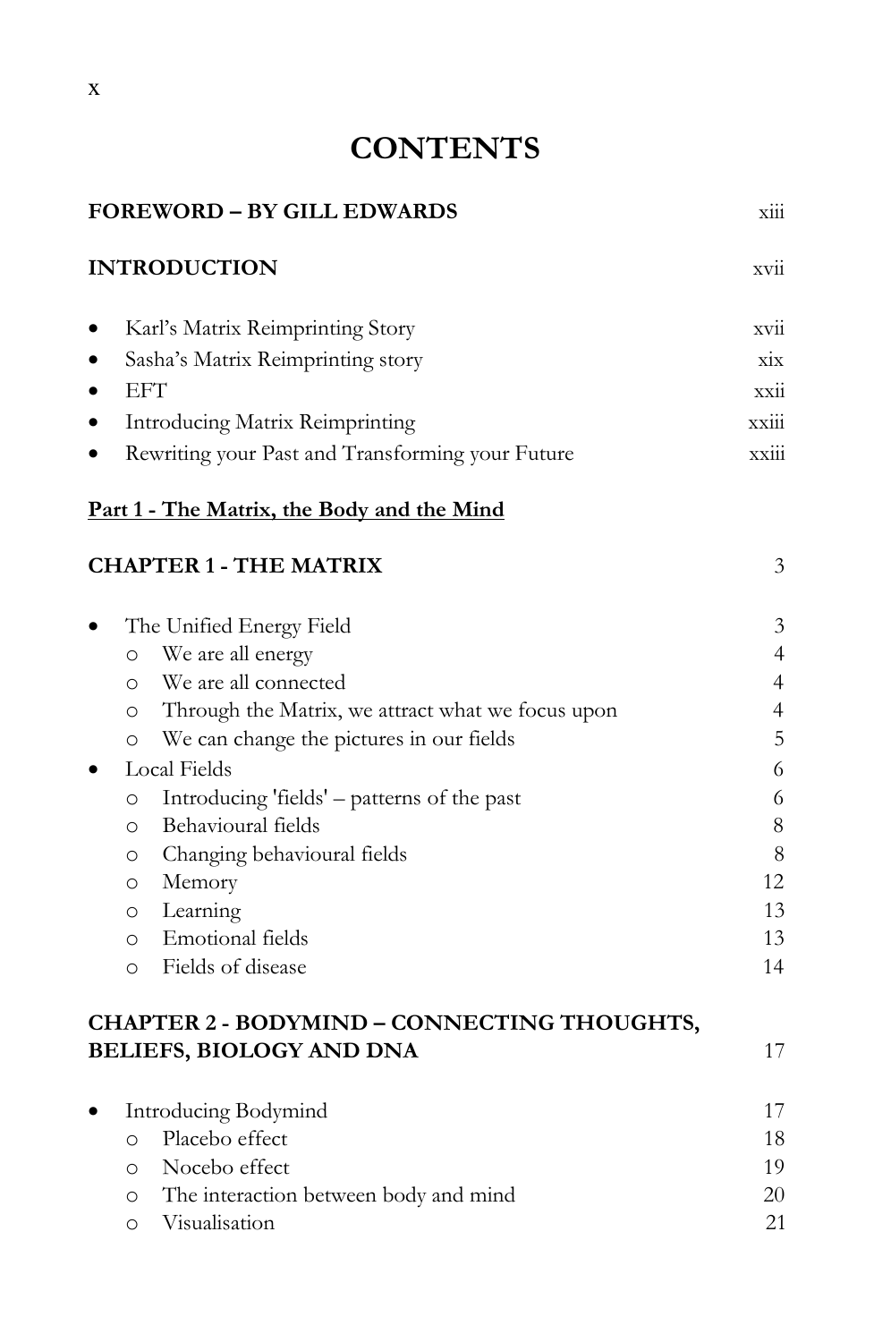# CONTENTS

**FOREWORD – BY GILL EDWARDS** xiii

**INTRODUCTION** xvii

- Karl's Matrix Reimprinting Story xvii
- Sasha's Matrix Reimprinting story xix
- EFT xxii
- Introducing Matrix Reimprinting xxiii
- Rewriting your Past and Transforming your Future xxiii

## Part 1 - The Matrix, the Body and the Mind

**CHAPTER 1 - THE MATRIX** 3

- The Unified Energy Field 3
  - We are all energy 4
  - We are all connected 4
  - Through the Matrix, we attract what we focus upon 4
  - We can change the pictures in our fields 5
- Local Fields 6
  - Introducing 'fields' – patterns of the past 6
  - Behavioural fields 8
  - Changing behavioural fields 8
  - Memory 12
  - Learning 13
  - Emotional fields 13
  - Fields of disease 14

**CHAPTER 2 - BODYMIND – CONNECTING THOUGHTS, BELIEFS, BIOLOGY AND DNA** 17

- Introducing Bodymind 17
  - Placebo effect 18
  - Nocebo effect 19
  - The interaction between body and mind 20
  - Visualisation 21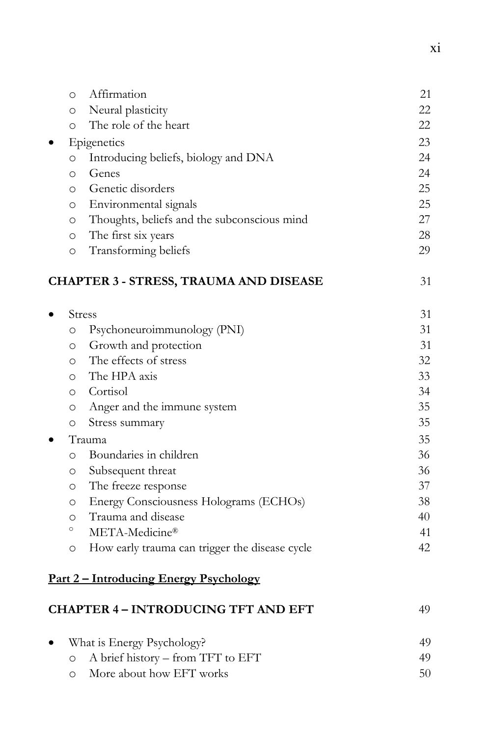- Affirmation 21
- Neural plasticity 22
- The role of the heart 22

- Epigenetics 23
  - Introducing beliefs, biology and DNA 24
  - Genes 24
  - Genetic disorders 25
  - Environmental signals 25
  - Thoughts, beliefs and the subconscious mind 27
  - The first six years 28
  - Transforming beliefs 29

## CHAPTER 3 - STRESS, TRAUMA AND DISEASE 31

- Stress 31
  - Psychoneuroimmunology (PNI) 31
  - Growth and protection 31
  - The effects of stress 32
  - The HPA axis 33
  - Cortisol 34
  - Anger and the immune system 35
  - Stress summary 35
- Trauma 35
  - Boundaries in children 36
  - Subsequent threat 36
  - The freeze response 37
  - Energy Consciousness Holograms (ECHOs) 38
  - Trauma and disease 40
  - META-Medicine® 41
  - How early trauma can trigger the disease cycle 42

**Part 2 – Introducing Energy Psychology**

## CHAPTER 4 – INTRODUCING TFT AND EFT 49

- What is Energy Psychology? 49
  - A brief history – from TFT to EFT 49
  - More about how EFT works 50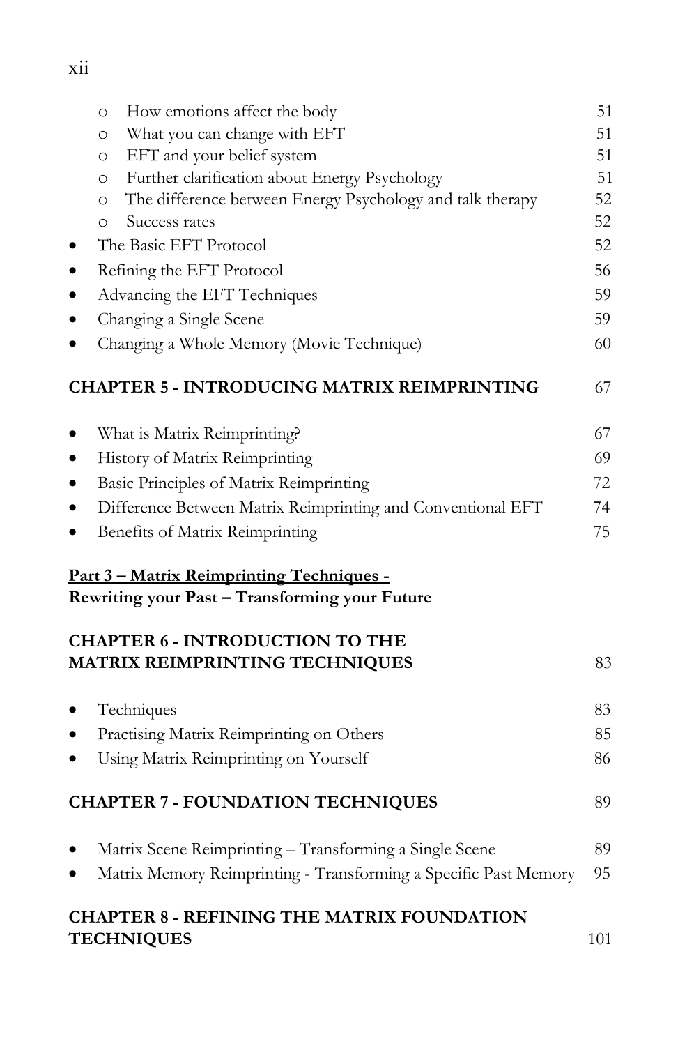- How emotions affect the body 51
  - What you can change with EFT 51
  - EFT and your belief system 51
  - Further clarification about Energy Psychology 51
  - The difference between Energy Psychology and talk therapy 52
  - Success rates 52
- The Basic EFT Protocol 52
- Refining the EFT Protocol 56
- Advancing the EFT Techniques 59
- Changing a Single Scene 59
- Changing a Whole Memory (Movie Technique) 60

**CHAPTER 5 - INTRODUCING MATRIX REIMPRINTING** 67

- What is Matrix Reimprinting? 67
- History of Matrix Reimprinting 69
- Basic Principles of Matrix Reimprinting 72
- Difference Between Matrix Reimprinting and Conventional EFT 74
- Benefits of Matrix Reimprinting 75

**Part 3 – Matrix Reimprinting Techniques - Rewriting your Past – Transforming your Future**

**CHAPTER 6 - INTRODUCTION TO THE MATRIX REIMPRINTING TECHNIQUES** 83

- Techniques 83
- Practising Matrix Reimprinting on Others 85
- Using Matrix Reimprinting on Yourself 86

**CHAPTER 7 - FOUNDATION TECHNIQUES** 89

- Matrix Scene Reimprinting – Transforming a Single Scene 89
- Matrix Memory Reimprinting - Transforming a Specific Past Memory 95

**CHAPTER 8 - REFINING THE MATRIX FOUNDATION TECHNIQUES** 101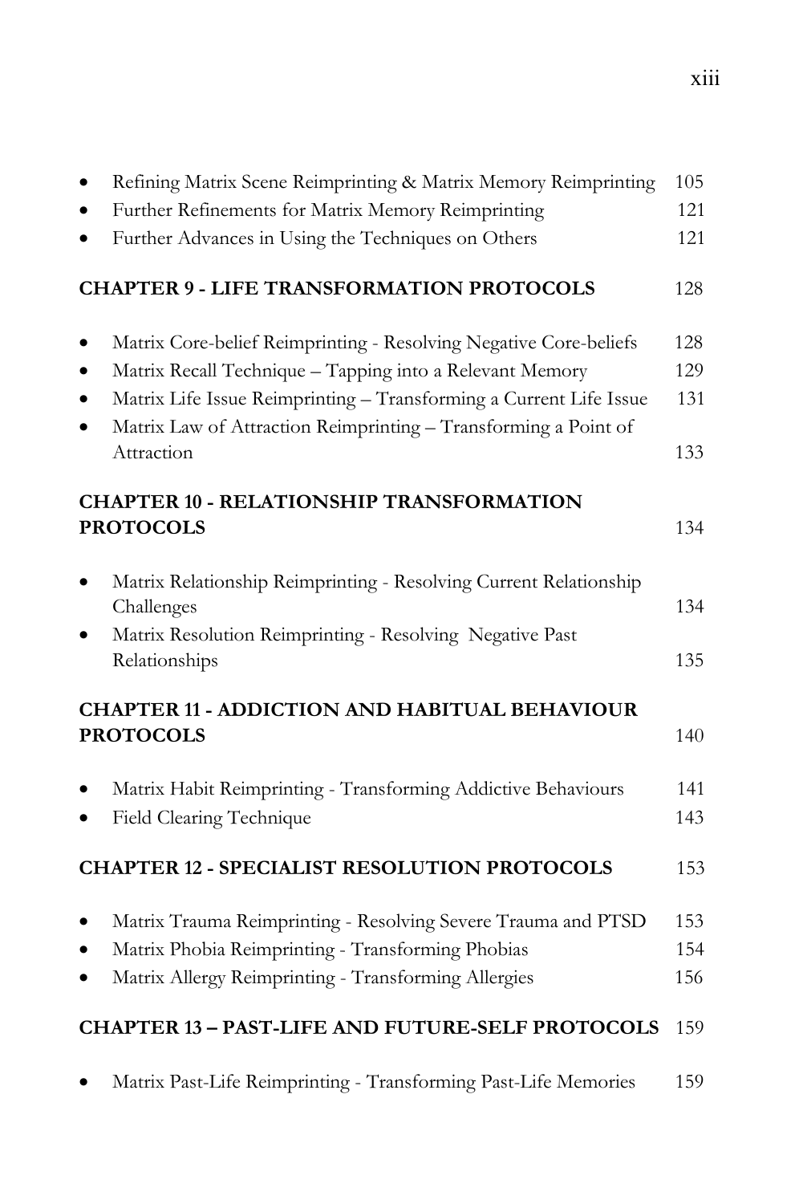- Refining Matrix Scene Reimprinting & Matrix Memory Reimprinting 105
- Further Refinements for Matrix Memory Reimprinting 121
- Further Advances in Using the Techniques on Others 121

**CHAPTER 9 - LIFE TRANSFORMATION PROTOCOLS** 128

- Matrix Core-belief Reimprinting - Resolving Negative Core-beliefs 128
- Matrix Recall Technique – Tapping into a Relevant Memory 129
- Matrix Life Issue Reimprinting – Transforming a Current Life Issue 131
- Matrix Law of Attraction Reimprinting – Transforming a Point of Attraction 133

**CHAPTER 10 - RELATIONSHIP TRANSFORMATION PROTOCOLS** 134

- Matrix Relationship Reimprinting - Resolving Current Relationship Challenges 134
- Matrix Resolution Reimprinting - Resolving Negative Past Relationships 135

**CHAPTER 11 - ADDICTION AND HABITUAL BEHAVIOUR PROTOCOLS** 140

- Matrix Habit Reimprinting - Transforming Addictive Behaviours 141
- Field Clearing Technique 143

**CHAPTER 12 - SPECIALIST RESOLUTION PROTOCOLS** 153

- Matrix Trauma Reimprinting - Resolving Severe Trauma and PTSD 153
- Matrix Phobia Reimprinting - Transforming Phobias 154
- Matrix Allergy Reimprinting - Transforming Allergies 156

**CHAPTER 13 – PAST-LIFE AND FUTURE-SELF PROTOCOLS** 159

- Matrix Past-Life Reimprinting - Transforming Past-Life Memories 159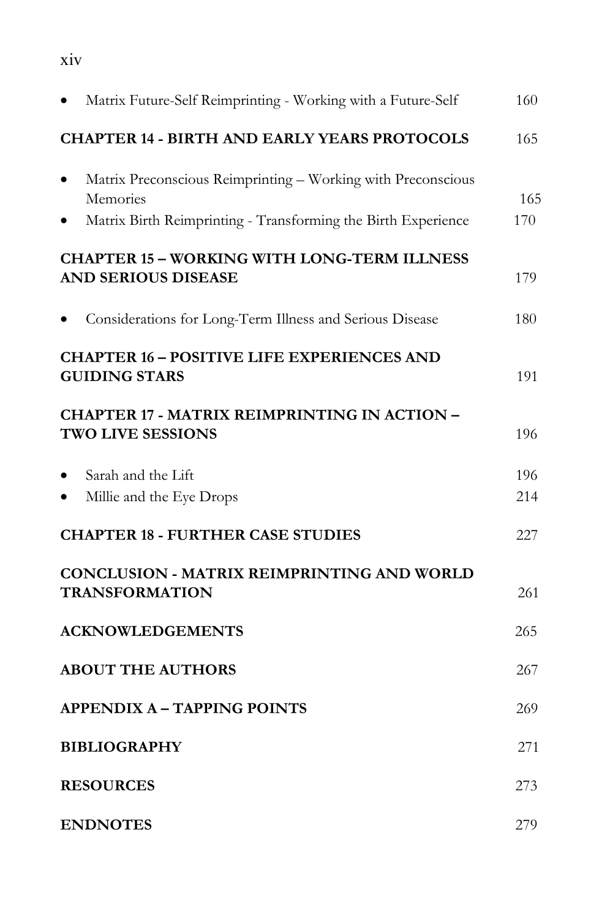- Matrix Future-Self Reimprinting - Working with a Future-Self 160

**CHAPTER 14 - BIRTH AND EARLY YEARS PROTOCOLS** 165

- Matrix Preconscious Reimprinting – Working with Preconscious Memories 165
- Matrix Birth Reimprinting - Transforming the Birth Experience 170

**CHAPTER 15 – WORKING WITH LONG-TERM ILLNESS AND SERIOUS DISEASE** 179

- Considerations for Long-Term Illness and Serious Disease 180

**CHAPTER 16 – POSITIVE LIFE EXPERIENCES AND GUIDING STARS** 191

**CHAPTER 17 - MATRIX REIMPRINTING IN ACTION – TWO LIVE SESSIONS** 196

- Sarah and the Lift 196
- Millie and the Eye Drops 214

**CHAPTER 18 - FURTHER CASE STUDIES** 227

**CONCLUSION - MATRIX REIMPRINTING AND WORLD TRANSFORMATION** 261

**ACKNOWLEDGEMENTS** 265

**ABOUT THE AUTHORS** 267

**APPENDIX A – TAPPING POINTS** 269

**BIBLIOGRAPHY** 271

**RESOURCES** 273

**ENDNOTES** 279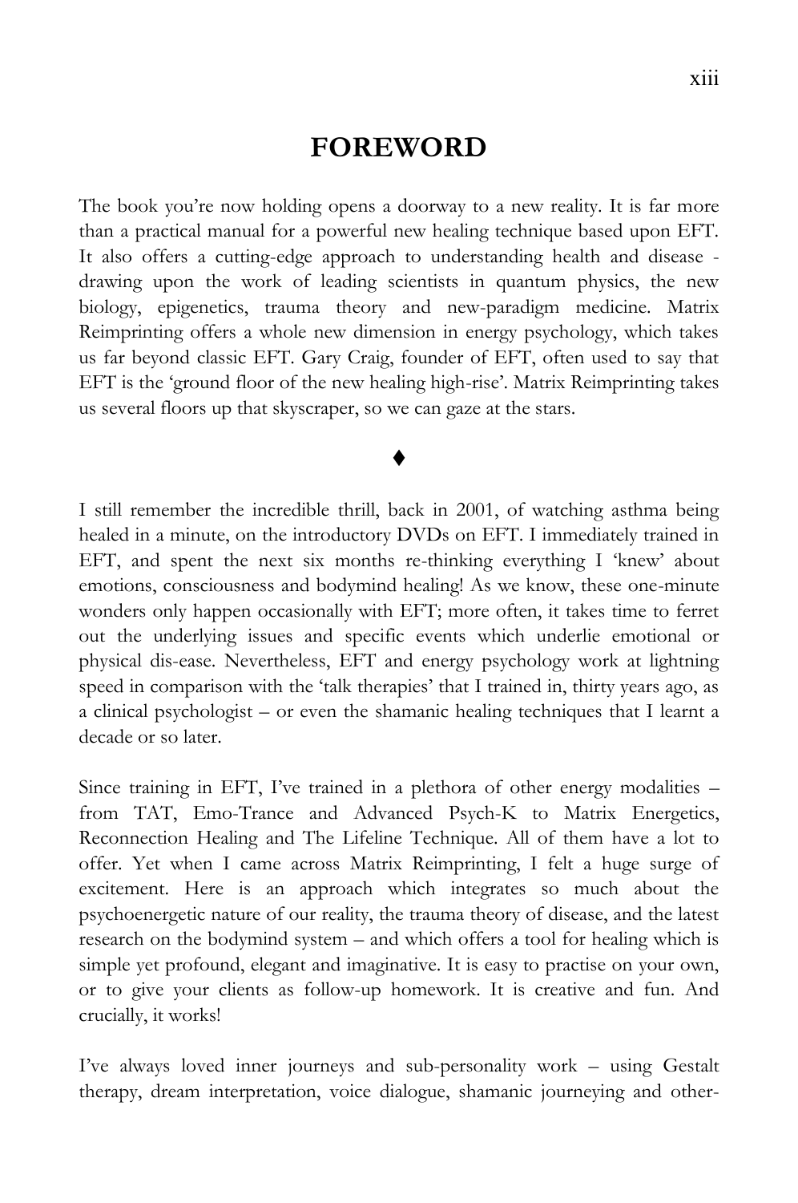# FOREWORD

The book you're now holding opens a doorway to a new reality. It is far more than a practical manual for a powerful new healing technique based upon EFT. It also offers a cutting-edge approach to understanding health and disease - drawing upon the work of leading scientists in quantum physics, the new biology, epigenetics, trauma theory and new-paradigm medicine. Matrix Reimprinting offers a whole new dimension in energy psychology, which takes us far beyond classic EFT. Gary Craig, founder of EFT, often used to say that EFT is the 'ground floor of the new healing high-rise'. Matrix Reimprinting takes us several floors up that skyscraper, so we can gaze at the stars.

♦

I still remember the incredible thrill, back in 2001, of watching asthma being healed in a minute, on the introductory DVDs on EFT. I immediately trained in EFT, and spent the next six months re-thinking everything I 'knew' about emotions, consciousness and bodymind healing! As we know, these one-minute wonders only happen occasionally with EFT; more often, it takes time to ferret out the underlying issues and specific events which underlie emotional or physical dis-ease. Nevertheless, EFT and energy psychology work at lightning speed in comparison with the 'talk therapies' that I trained in, thirty years ago, as a clinical psychologist – or even the shamanic healing techniques that I learnt a decade or so later.

Since training in EFT, I've trained in a plethora of other energy modalities – from TAT, Emo-Trance and Advanced Psych-K to Matrix Energetics, Reconnection Healing and The Lifeline Technique. All of them have a lot to offer. Yet when I came across Matrix Reimprinting, I felt a huge surge of excitement. Here is an approach which integrates so much about the psychoenergetic nature of our reality, the trauma theory of disease, and the latest research on the bodymind system – and which offers a tool for healing which is simple yet profound, elegant and imaginative. It is easy to practise on your own, or to give your clients as follow-up homework. It is creative and fun. And crucially, it works!

I've always loved inner journeys and sub-personality work – using Gestalt therapy, dream interpretation, voice dialogue, shamanic journeying and other-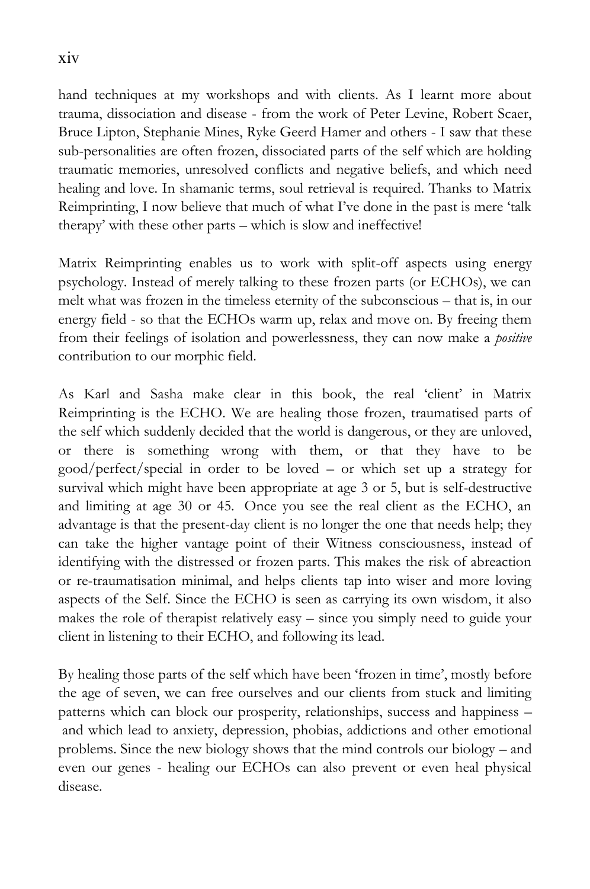hand techniques at my workshops and with clients. As I learnt more about trauma, dissociation and disease - from the work of Peter Levine, Robert Scaer, Bruce Lipton, Stephanie Mines, Ryke Geerd Hamer and others - I saw that these sub-personalities are often frozen, dissociated parts of the self which are holding traumatic memories, unresolved conflicts and negative beliefs, and which need healing and love. In shamanic terms, soul retrieval is required. Thanks to Matrix Reimprinting, I now believe that much of what I've done in the past is mere 'talk therapy' with these other parts – which is slow and ineffective!

Matrix Reimprinting enables us to work with split-off aspects using energy psychology. Instead of merely talking to these frozen parts (or ECHOs), we can melt what was frozen in the timeless eternity of the subconscious – that is, in our energy field - so that the ECHOs warm up, relax and move on. By freeing them from their feelings of isolation and powerlessness, they can now make a *positive* contribution to our morphic field.

As Karl and Sasha make clear in this book, the real 'client' in Matrix Reimprinting is the ECHO. We are healing those frozen, traumatised parts of the self which suddenly decided that the world is dangerous, or they are unloved, or there is something wrong with them, or that they have to be good/perfect/special in order to be loved – or which set up a strategy for survival which might have been appropriate at age 3 or 5, but is self-destructive and limiting at age 30 or 45. Once you see the real client as the ECHO, an advantage is that the present-day client is no longer the one that needs help; they can take the higher vantage point of their Witness consciousness, instead of identifying with the distressed or frozen parts. This makes the risk of abreaction or re-traumatisation minimal, and helps clients tap into wiser and more loving aspects of the Self. Since the ECHO is seen as carrying its own wisdom, it also makes the role of therapist relatively easy – since you simply need to guide your client in listening to their ECHO, and following its lead.

By healing those parts of the self which have been 'frozen in time', mostly before the age of seven, we can free ourselves and our clients from stuck and limiting patterns which can block our prosperity, relationships, success and happiness – and which lead to anxiety, depression, phobias, addictions and other emotional problems. Since the new biology shows that the mind controls our biology – and even our genes - healing our ECHOs can also prevent or even heal physical disease.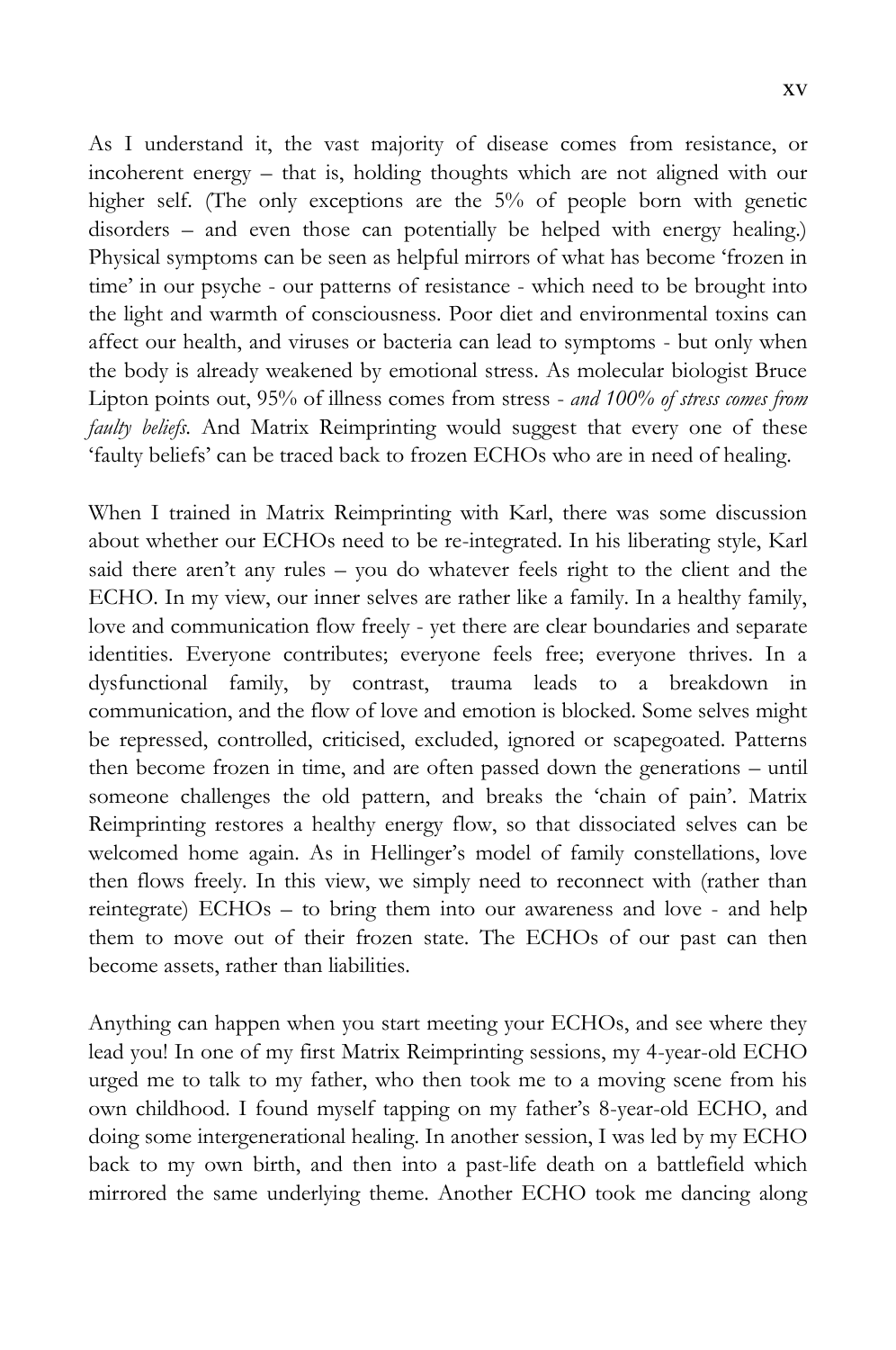As I understand it, the vast majority of disease comes from resistance, or incoherent energy – that is, holding thoughts which are not aligned with our higher self. (The only exceptions are the 5% of people born with genetic disorders – and even those can potentially be helped with energy healing.) Physical symptoms can be seen as helpful mirrors of what has become 'frozen in time' in our psyche - our patterns of resistance - which need to be brought into the light and warmth of consciousness. Poor diet and environmental toxins can affect our health, and viruses or bacteria can lead to symptoms - but only when the body is already weakened by emotional stress. As molecular biologist Bruce Lipton points out, 95% of illness comes from stress - *and 100% of stress comes from faulty beliefs*. And Matrix Reimprinting would suggest that every one of these 'faulty beliefs' can be traced back to frozen ECHOs who are in need of healing.

When I trained in Matrix Reimprinting with Karl, there was some discussion about whether our ECHOs need to be re-integrated. In his liberating style, Karl said there aren't any rules – you do whatever feels right to the client and the ECHO. In my view, our inner selves are rather like a family. In a healthy family, love and communication flow freely - yet there are clear boundaries and separate identities. Everyone contributes; everyone feels free; everyone thrives. In a dysfunctional family, by contrast, trauma leads to a breakdown in communication, and the flow of love and emotion is blocked. Some selves might be repressed, controlled, criticised, excluded, ignored or scapegoated. Patterns then become frozen in time, and are often passed down the generations – until someone challenges the old pattern, and breaks the 'chain of pain'. Matrix Reimprinting restores a healthy energy flow, so that dissociated selves can be welcomed home again. As in Hellinger's model of family constellations, love then flows freely. In this view, we simply need to reconnect with (rather than reintegrate) ECHOs – to bring them into our awareness and love - and help them to move out of their frozen state. The ECHOs of our past can then become assets, rather than liabilities.

Anything can happen when you start meeting your ECHOs, and see where they lead you! In one of my first Matrix Reimprinting sessions, my 4-year-old ECHO urged me to talk to my father, who then took me to a moving scene from his own childhood. I found myself tapping on my father's 8-year-old ECHO, and doing some intergenerational healing. In another session, I was led by my ECHO back to my own birth, and then into a past-life death on a battlefield which mirrored the same underlying theme. Another ECHO took me dancing along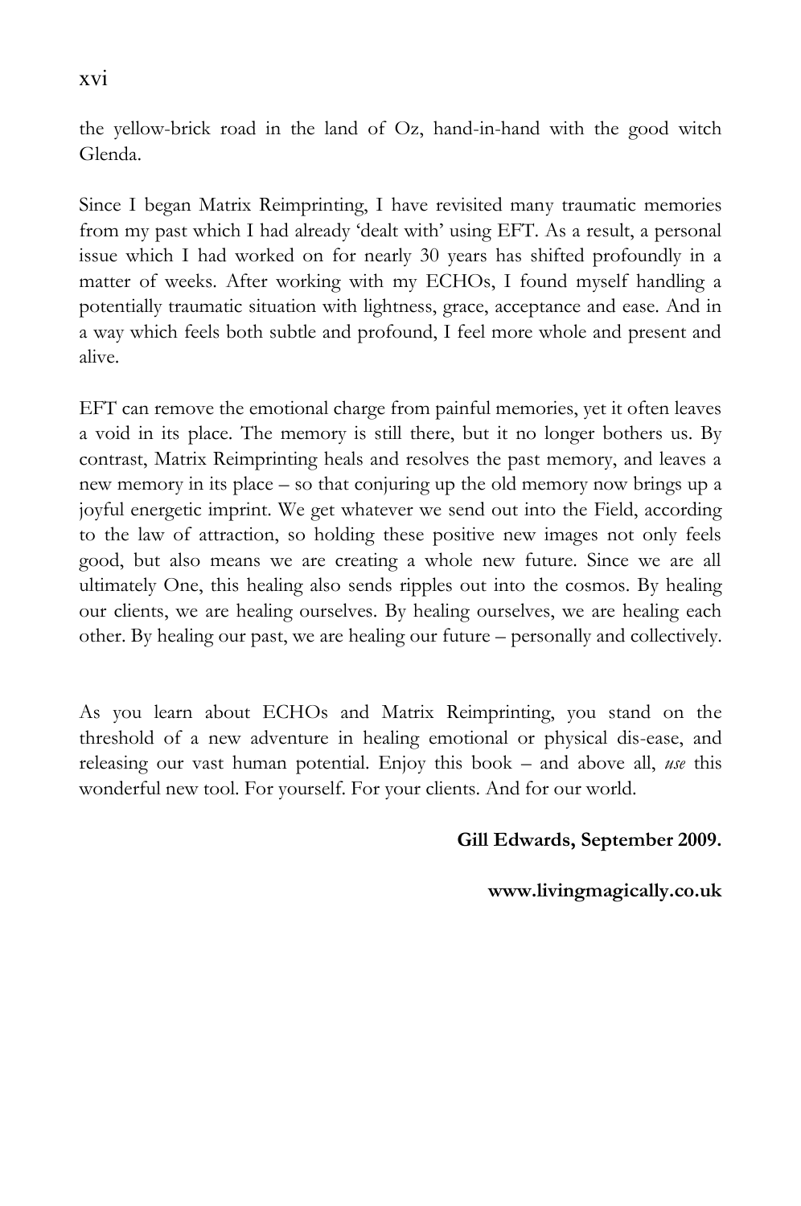the yellow-brick road in the land of Oz, hand-in-hand with the good witch Glenda.

Since I began Matrix Reimprinting, I have revisited many traumatic memories from my past which I had already 'dealt with' using EFT. As a result, a personal issue which I had worked on for nearly 30 years has shifted profoundly in a matter of weeks. After working with my ECHOs, I found myself handling a potentially traumatic situation with lightness, grace, acceptance and ease. And in a way which feels both subtle and profound, I feel more whole and present and alive.

EFT can remove the emotional charge from painful memories, yet it often leaves a void in its place. The memory is still there, but it no longer bothers us. By contrast, Matrix Reimprinting heals and resolves the past memory, and leaves a new memory in its place – so that conjuring up the old memory now brings up a joyful energetic imprint. We get whatever we send out into the Field, according to the law of attraction, so holding these positive new images not only feels good, but also means we are creating a whole new future. Since we are all ultimately One, this healing also sends ripples out into the cosmos. By healing our clients, we are healing ourselves. By healing ourselves, we are healing each other. By healing our past, we are healing our future – personally and collectively.

As you learn about ECHOs and Matrix Reimprinting, you stand on the threshold of a new adventure in healing emotional or physical dis-ease, and releasing our vast human potential. Enjoy this book – and above all, *use* this wonderful new tool. For yourself. For your clients. And for our world.

**Gill Edwards, September 2009.**

**www.livingmagically.co.uk**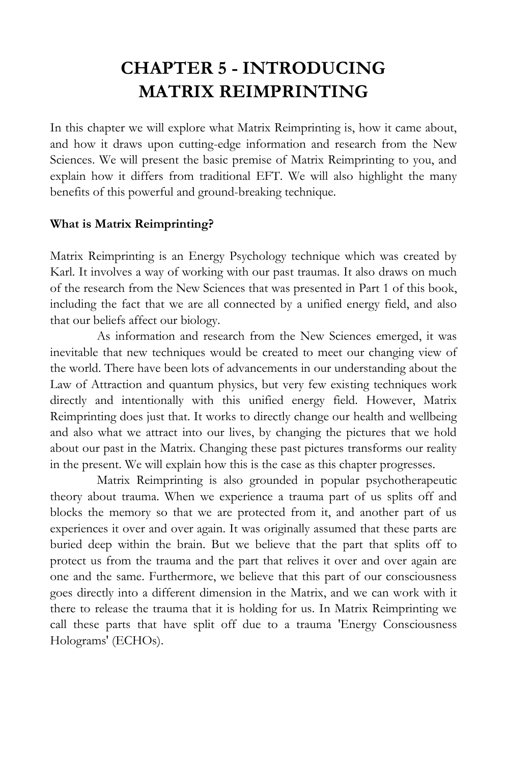# CHAPTER 5 - INTRODUCING MATRIX REIMPRINTING

In this chapter we will explore what Matrix Reimprinting is, how it came about, and how it draws upon cutting-edge information and research from the New Sciences. We will present the basic premise of Matrix Reimprinting to you, and explain how it differs from traditional EFT. We will also highlight the many benefits of this powerful and ground-breaking technique.

**What is Matrix Reimprinting?**

Matrix Reimprinting is an Energy Psychology technique which was created by Karl. It involves a way of working with our past traumas. It also draws on much of the research from the New Sciences that was presented in Part 1 of this book, including the fact that we are all connected by a unified energy field, and also that our beliefs affect our biology.

As information and research from the New Sciences emerged, it was inevitable that new techniques would be created to meet our changing view of the world. There have been lots of advancements in our understanding about the Law of Attraction and quantum physics, but very few existing techniques work directly and intentionally with this unified energy field. However, Matrix Reimprinting does just that. It works to directly change our health and wellbeing and also what we attract into our lives, by changing the pictures that we hold about our past in the Matrix. Changing these past pictures transforms our reality in the present. We will explain how this is the case as this chapter progresses.

Matrix Reimprinting is also grounded in popular psychotherapeutic theory about trauma. When we experience a trauma part of us splits off and blocks the memory so that we are protected from it, and another part of us experiences it over and over again. It was originally assumed that these parts are buried deep within the brain. But we believe that the part that splits off to protect us from the trauma and the part that relives it over and over again are one and the same. Furthermore, we believe that this part of our consciousness goes directly into a different dimension in the Matrix, and we can work with it there to release the trauma that it is holding for us. In Matrix Reimprinting we call these parts that have split off due to a trauma 'Energy Consciousness Holograms' (ECHOs).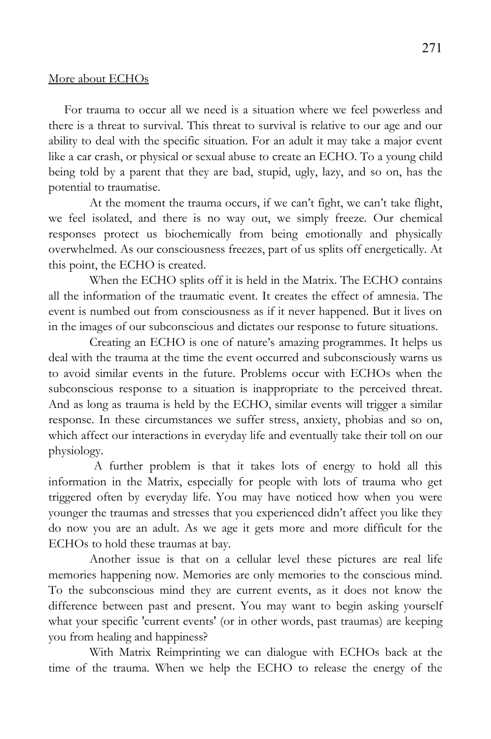More about ECHOs

For trauma to occur all we need is a situation where we feel powerless and there is a threat to survival. This threat to survival is relative to our age and our ability to deal with the specific situation. For an adult it may take a major event like a car crash, or physical or sexual abuse to create an ECHO. To a young child being told by a parent that they are bad, stupid, ugly, lazy, and so on, has the potential to traumatise.

At the moment the trauma occurs, if we can't fight, we can't take flight, we feel isolated, and there is no way out, we simply freeze. Our chemical responses protect us biochemically from being emotionally and physically overwhelmed. As our consciousness freezes, part of us splits off energetically. At this point, the ECHO is created.

When the ECHO splits off it is held in the Matrix. The ECHO contains all the information of the traumatic event. It creates the effect of amnesia. The event is numbed out from consciousness as if it never happened. But it lives on in the images of our subconscious and dictates our response to future situations.

Creating an ECHO is one of nature's amazing programmes. It helps us deal with the trauma at the time the event occurred and subconsciously warns us to avoid similar events in the future. Problems occur with ECHOs when the subconscious response to a situation is inappropriate to the perceived threat. And as long as trauma is held by the ECHO, similar events will trigger a similar response. In these circumstances we suffer stress, anxiety, phobias and so on, which affect our interactions in everyday life and eventually take their toll on our physiology.

A further problem is that it takes lots of energy to hold all this information in the Matrix, especially for people with lots of trauma who get triggered often by everyday life. You may have noticed how when you were younger the traumas and stresses that you experienced didn't affect you like they do now you are an adult. As we age it gets more and more difficult for the ECHOs to hold these traumas at bay.

Another issue is that on a cellular level these pictures are real life memories happening now. Memories are only memories to the conscious mind. To the subconscious mind they are current events, as it does not know the difference between past and present. You may want to begin asking yourself what your specific 'current events' (or in other words, past traumas) are keeping you from healing and happiness?

With Matrix Reimprinting we can dialogue with ECHOs back at the time of the trauma. When we help the ECHO to release the energy of the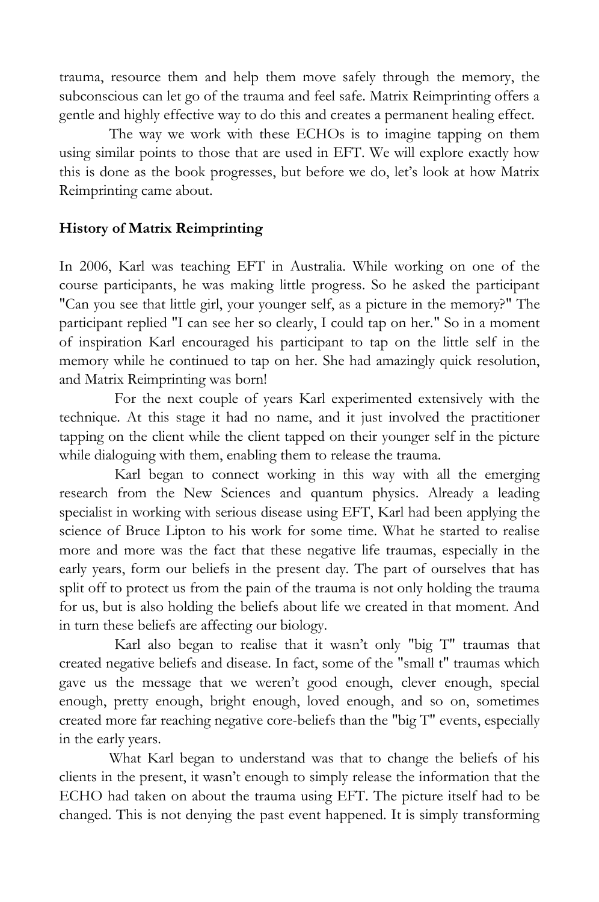trauma, resource them and help them move safely through the memory, the subconscious can let go of the trauma and feel safe. Matrix Reimprinting offers a gentle and highly effective way to do this and creates a permanent healing effect.

The way we work with these ECHOs is to imagine tapping on them using similar points to those that are used in EFT. We will explore exactly how this is done as the book progresses, but before we do, let's look at how Matrix Reimprinting came about.

## History of Matrix Reimprinting

In 2006, Karl was teaching EFT in Australia. While working on one of the course participants, he was making little progress. So he asked the participant "Can you see that little girl, your younger self, as a picture in the memory?" The participant replied "I can see her so clearly, I could tap on her." So in a moment of inspiration Karl encouraged his participant to tap on the little self in the memory while he continued to tap on her. She had amazingly quick resolution, and Matrix Reimprinting was born!

For the next couple of years Karl experimented extensively with the technique. At this stage it had no name, and it just involved the practitioner tapping on the client while the client tapped on their younger self in the picture while dialoguing with them, enabling them to release the trauma.

Karl began to connect working in this way with all the emerging research from the New Sciences and quantum physics. Already a leading specialist in working with serious disease using EFT, Karl had been applying the science of Bruce Lipton to his work for some time. What he started to realise more and more was the fact that these negative life traumas, especially in the early years, form our beliefs in the present day. The part of ourselves that has split off to protect us from the pain of the trauma is not only holding the trauma for us, but is also holding the beliefs about life we created in that moment. And in turn these beliefs are affecting our biology.

Karl also began to realise that it wasn't only "big T" traumas that created negative beliefs and disease. In fact, some of the "small t" traumas which gave us the message that we weren't good enough, clever enough, special enough, pretty enough, bright enough, loved enough, and so on, sometimes created more far reaching negative core-beliefs than the "big T" events, especially in the early years.

What Karl began to understand was that to change the beliefs of his clients in the present, it wasn't enough to simply release the information that the ECHO had taken on about the trauma using EFT. The picture itself had to be changed. This is not denying the past event happened. It is simply transforming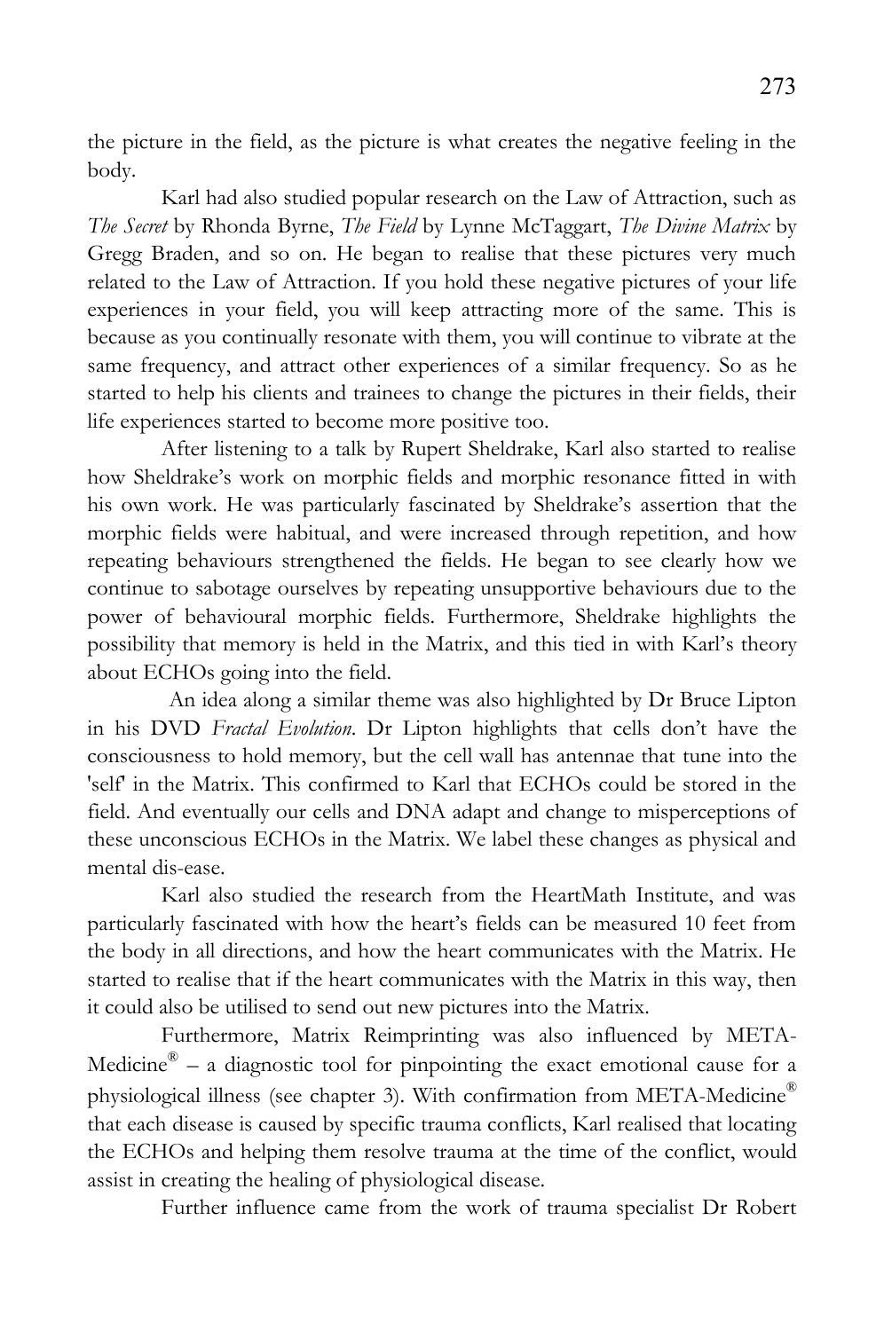the picture in the field, as the picture is what creates the negative feeling in the body.

Karl had also studied popular research on the Law of Attraction, such as *The Secret* by Rhonda Byrne, *The Field* by Lynne McTaggart, *The Divine Matrix* by Gregg Braden, and so on. He began to realise that these pictures very much related to the Law of Attraction. If you hold these negative pictures of your life experiences in your field, you will keep attracting more of the same. This is because as you continually resonate with them, you will continue to vibrate at the same frequency, and attract other experiences of a similar frequency. So as he started to help his clients and trainees to change the pictures in their fields, their life experiences started to become more positive too.

After listening to a talk by Rupert Sheldrake, Karl also started to realise how Sheldrake's work on morphic fields and morphic resonance fitted in with his own work. He was particularly fascinated by Sheldrake's assertion that the morphic fields were habitual, and were increased through repetition, and how repeating behaviours strengthened the fields. He began to see clearly how we continue to sabotage ourselves by repeating unsupportive behaviours due to the power of behavioural morphic fields. Furthermore, Sheldrake highlights the possibility that memory is held in the Matrix, and this tied in with Karl's theory about ECHOs going into the field.

An idea along a similar theme was also highlighted by Dr Bruce Lipton in his DVD *Fractal Evolution*. Dr Lipton highlights that cells don't have the consciousness to hold memory, but the cell wall has antennae that tune into the 'self' in the Matrix. This confirmed to Karl that ECHOs could be stored in the field. And eventually our cells and DNA adapt and change to misperceptions of these unconscious ECHOs in the Matrix. We label these changes as physical and mental dis-ease.

Karl also studied the research from the HeartMath Institute, and was particularly fascinated with how the heart's fields can be measured 10 feet from the body in all directions, and how the heart communicates with the Matrix. He started to realise that if the heart communicates with the Matrix in this way, then it could also be utilised to send out new pictures into the Matrix.

Furthermore, Matrix Reimprinting was also influenced by META-Medicine® – a diagnostic tool for pinpointing the exact emotional cause for a physiological illness (see chapter 3). With confirmation from META-Medicine® that each disease is caused by specific trauma conflicts, Karl realised that locating the ECHOs and helping them resolve trauma at the time of the conflict, would assist in creating the healing of physiological disease.

Further influence came from the work of trauma specialist Dr Robert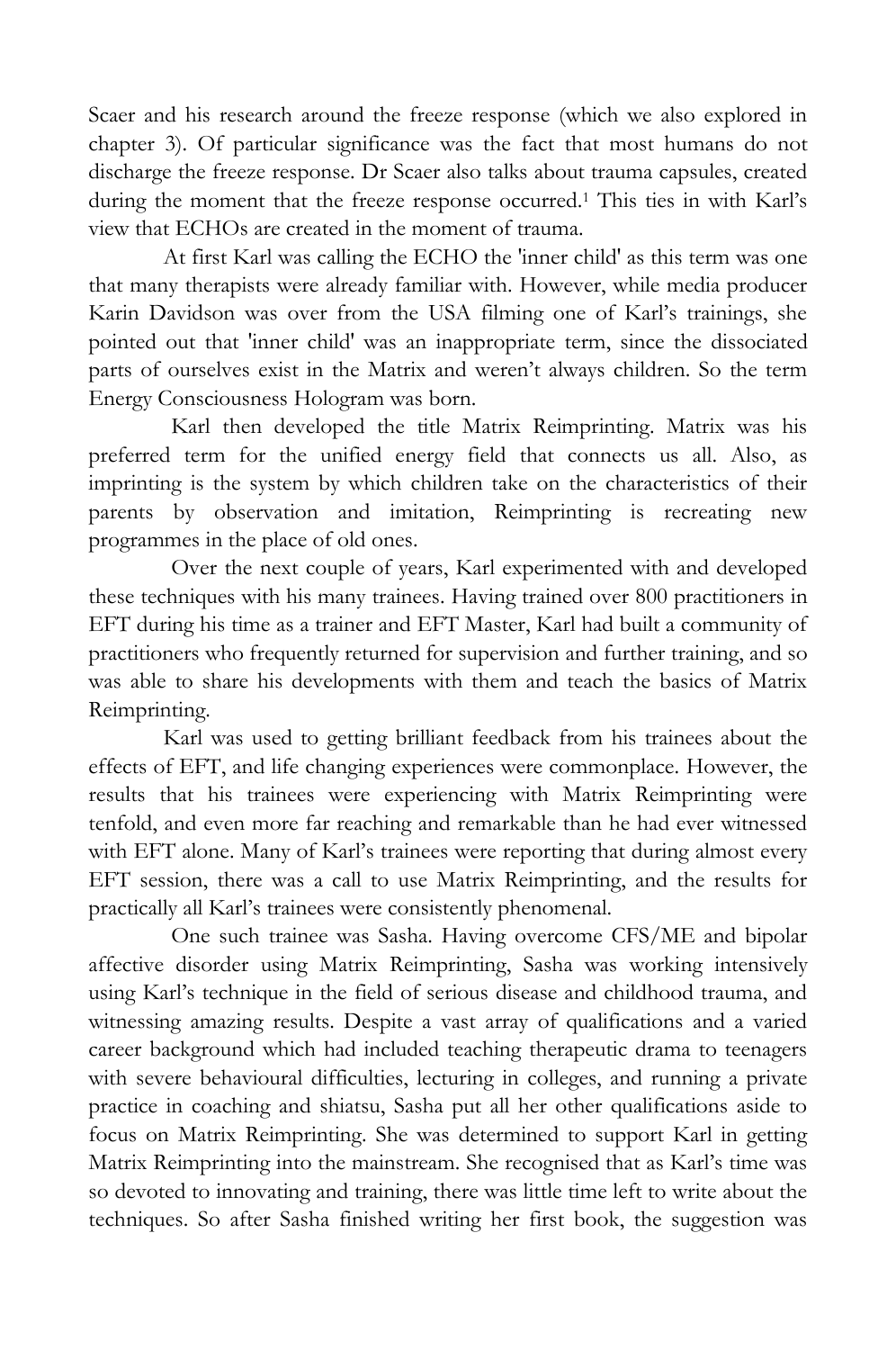Scaer and his research around the freeze response (which we also explored in chapter 3). Of particular significance was the fact that most humans do not discharge the freeze response. Dr Scaer also talks about trauma capsules, created during the moment that the freeze response occurred.[1] This ties in with Karl's view that ECHOs are created in the moment of trauma.

At first Karl was calling the ECHO the 'inner child' as this term was one that many therapists were already familiar with. However, while media producer Karin Davidson was over from the USA filming one of Karl's trainings, she pointed out that 'inner child' was an inappropriate term, since the dissociated parts of ourselves exist in the Matrix and weren't always children. So the term Energy Consciousness Hologram was born.

Karl then developed the title Matrix Reimprinting. Matrix was his preferred term for the unified energy field that connects us all. Also, as imprinting is the system by which children take on the characteristics of their parents by observation and imitation, Reimprinting is recreating new programmes in the place of old ones.

Over the next couple of years, Karl experimented with and developed these techniques with his many trainees. Having trained over 800 practitioners in EFT during his time as a trainer and EFT Master, Karl had built a community of practitioners who frequently returned for supervision and further training, and so was able to share his developments with them and teach the basics of Matrix Reimprinting.

Karl was used to getting brilliant feedback from his trainees about the effects of EFT, and life changing experiences were commonplace. However, the results that his trainees were experiencing with Matrix Reimprinting were tenfold, and even more far reaching and remarkable than he had ever witnessed with EFT alone. Many of Karl's trainees were reporting that during almost every EFT session, there was a call to use Matrix Reimprinting, and the results for practically all Karl's trainees were consistently phenomenal.

One such trainee was Sasha. Having overcome CFS/ME and bipolar affective disorder using Matrix Reimprinting, Sasha was working intensively using Karl's technique in the field of serious disease and childhood trauma, and witnessing amazing results. Despite a vast array of qualifications and a varied career background which had included teaching therapeutic drama to teenagers with severe behavioural difficulties, lecturing in colleges, and running a private practice in coaching and shiatsu, Sasha put all her other qualifications aside to focus on Matrix Reimprinting. She was determined to support Karl in getting Matrix Reimprinting into the mainstream. She recognised that as Karl's time was so devoted to innovating and training, there was little time left to write about the techniques. So after Sasha finished writing her first book, the suggestion was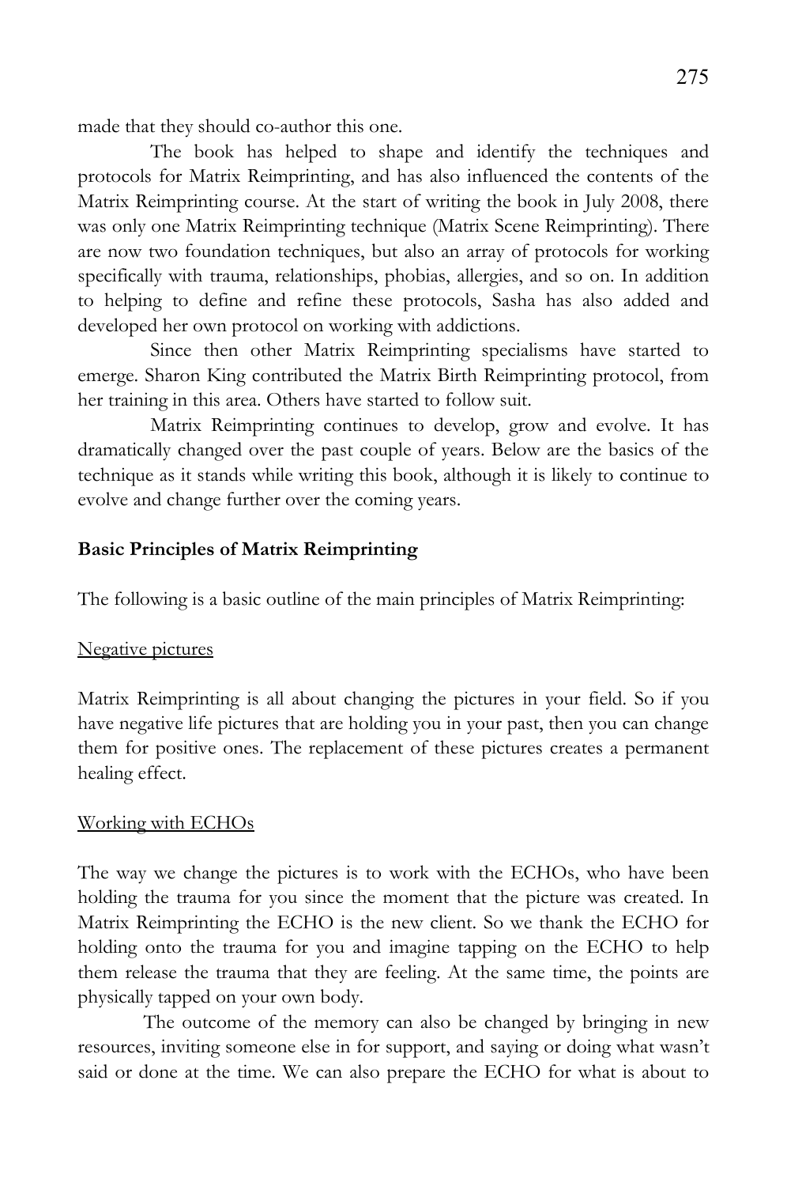made that they should co-author this one.

The book has helped to shape and identify the techniques and protocols for Matrix Reimprinting, and has also influenced the contents of the Matrix Reimprinting course. At the start of writing the book in July 2008, there was only one Matrix Reimprinting technique (Matrix Scene Reimprinting). There are now two foundation techniques, but also an array of protocols for working specifically with trauma, relationships, phobias, allergies, and so on. In addition to helping to define and refine these protocols, Sasha has also added and developed her own protocol on working with addictions.

Since then other Matrix Reimprinting specialisms have started to emerge. Sharon King contributed the Matrix Birth Reimprinting protocol, from her training in this area. Others have started to follow suit.

Matrix Reimprinting continues to develop, grow and evolve. It has dramatically changed over the past couple of years. Below are the basics of the technique as it stands while writing this book, although it is likely to continue to evolve and change further over the coming years.

**Basic Principles of Matrix Reimprinting**

The following is a basic outline of the main principles of Matrix Reimprinting:

<u>Negative pictures</u>

Matrix Reimprinting is all about changing the pictures in your field. So if you have negative life pictures that are holding you in your past, then you can change them for positive ones. The replacement of these pictures creates a permanent healing effect.

<u>Working with ECHOs</u>

The way we change the pictures is to work with the ECHOs, who have been holding the trauma for you since the moment that the picture was created. In Matrix Reimprinting the ECHO is the new client. So we thank the ECHO for holding onto the trauma for you and imagine tapping on the ECHO to help them release the trauma that they are feeling. At the same time, the points are physically tapped on your own body.

The outcome of the memory can also be changed by bringing in new resources, inviting someone else in for support, and saying or doing what wasn't said or done at the time. We can also prepare the ECHO for what is about to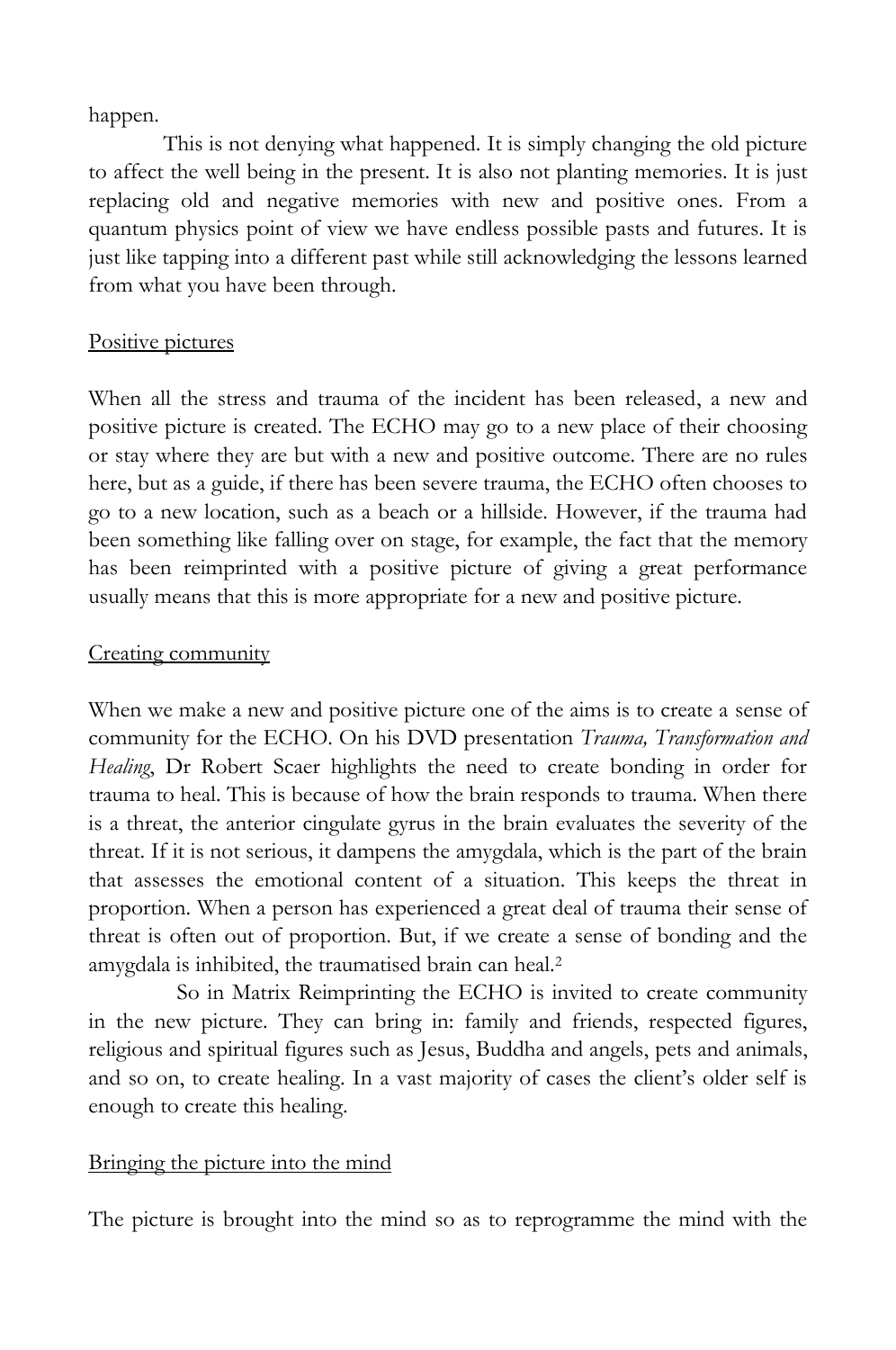happen.

This is not denying what happened. It is simply changing the old picture to affect the well being in the present. It is also not planting memories. It is just replacing old and negative memories with new and positive ones. From a quantum physics point of view we have endless possible pasts and futures. It is just like tapping into a different past while still acknowledging the lessons learned from what you have been through.

## Positive pictures

When all the stress and trauma of the incident has been released, a new and positive picture is created. The ECHO may go to a new place of their choosing or stay where they are but with a new and positive outcome. There are no rules here, but as a guide, if there has been severe trauma, the ECHO often chooses to go to a new location, such as a beach or a hillside. However, if the trauma had been something like falling over on stage, for example, the fact that the memory has been reimprinted with a positive picture of giving a great performance usually means that this is more appropriate for a new and positive picture.

## Creating community

When we make a new and positive picture one of the aims is to create a sense of community for the ECHO. On his DVD presentation *Trauma, Transformation and Healing*, Dr Robert Scaer highlights the need to create bonding in order for trauma to heal. This is because of how the brain responds to trauma. When there is a threat, the anterior cingulate gyrus in the brain evaluates the severity of the threat. If it is not serious, it dampens the amygdala, which is the part of the brain that assesses the emotional content of a situation. This keeps the threat in proportion. When a person has experienced a great deal of trauma their sense of threat is often out of proportion. But, if we create a sense of bonding and the amygdala is inhibited, the traumatised brain can heal.[2]

So in Matrix Reimprinting the ECHO is invited to create community in the new picture. They can bring in: family and friends, respected figures, religious and spiritual figures such as Jesus, Buddha and angels, pets and animals, and so on, to create healing. In a vast majority of cases the client's older self is enough to create this healing.

## Bringing the picture into the mind

The picture is brought into the mind so as to reprogramme the mind with the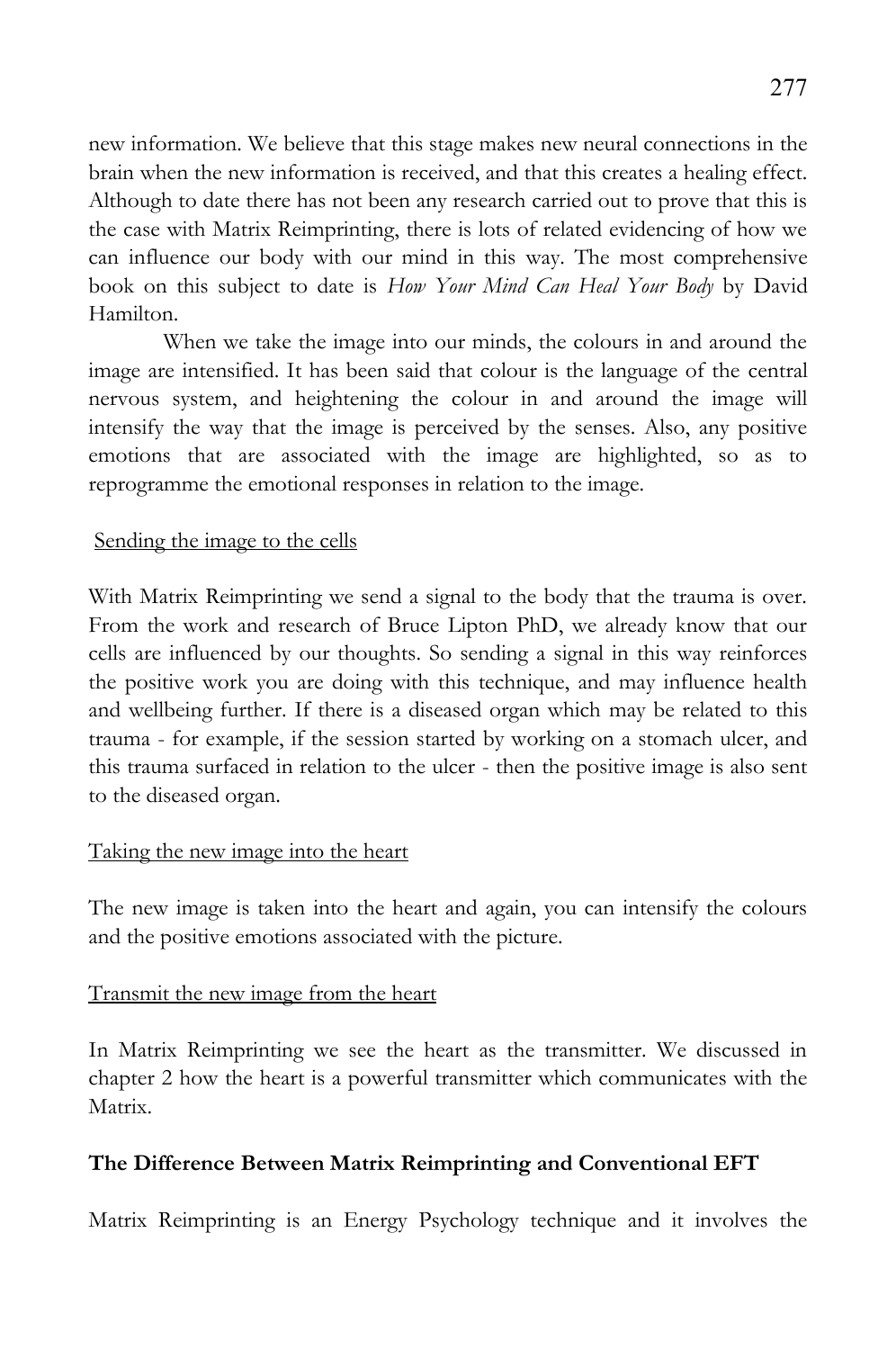new information. We believe that this stage makes new neural connections in the brain when the new information is received, and that this creates a healing effect. Although to date there has not been any research carried out to prove that this is the case with Matrix Reimprinting, there is lots of related evidencing of how we can influence our body with our mind in this way. The most comprehensive book on this subject to date is *How Your Mind Can Heal Your Body* by David Hamilton.

When we take the image into our minds, the colours in and around the image are intensified. It has been said that colour is the language of the central nervous system, and heightening the colour in and around the image will intensify the way that the image is perceived by the senses. Also, any positive emotions that are associated with the image are highlighted, so as to reprogramme the emotional responses in relation to the image.

<u>Sending the image to the cells</u>

With Matrix Reimprinting we send a signal to the body that the trauma is over. From the work and research of Bruce Lipton PhD, we already know that our cells are influenced by our thoughts. So sending a signal in this way reinforces the positive work you are doing with this technique, and may influence health and wellbeing further. If there is a diseased organ which may be related to this trauma - for example, if the session started by working on a stomach ulcer, and this trauma surfaced in relation to the ulcer - then the positive image is also sent to the diseased organ.

<u>Taking the new image into the heart</u>

The new image is taken into the heart and again, you can intensify the colours and the positive emotions associated with the picture.

<u>Transmit the new image from the heart</u>

In Matrix Reimprinting we see the heart as the transmitter. We discussed in chapter 2 how the heart is a powerful transmitter which communicates with the Matrix.

**The Difference Between Matrix Reimprinting and Conventional EFT**

Matrix Reimprinting is an Energy Psychology technique and it involves the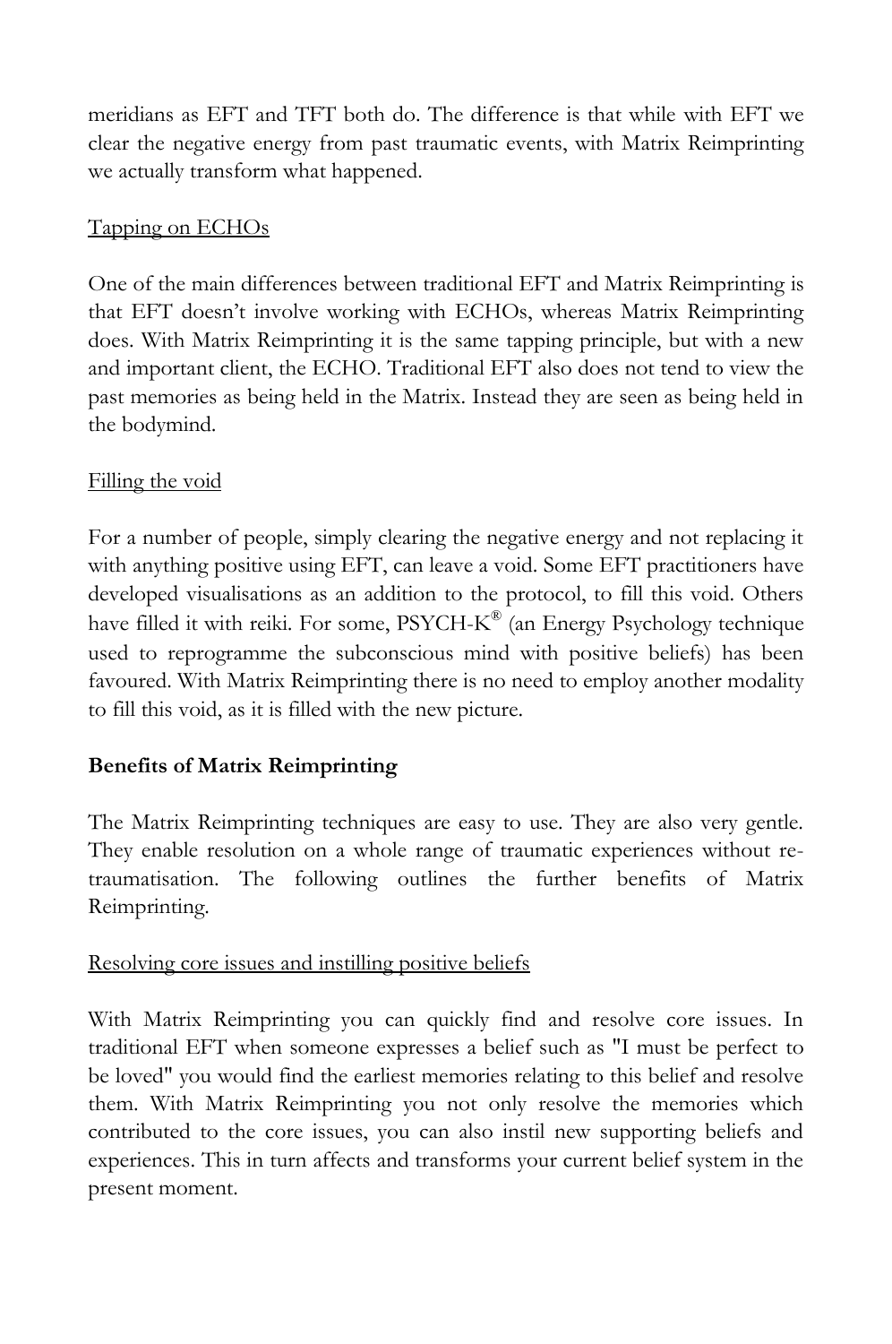meridians as EFT and TFT both do. The difference is that while with EFT we clear the negative energy from past traumatic events, with Matrix Reimprinting we actually transform what happened.

<u>Tapping on ECHOs</u>

One of the main differences between traditional EFT and Matrix Reimprinting is that EFT doesn't involve working with ECHOs, whereas Matrix Reimprinting does. With Matrix Reimprinting it is the same tapping principle, but with a new and important client, the ECHO. Traditional EFT also does not tend to view the past memories as being held in the Matrix. Instead they are seen as being held in the bodymind.

<u>Filling the void</u>

For a number of people, simply clearing the negative energy and not replacing it with anything positive using EFT, can leave a void. Some EFT practitioners have developed visualisations as an addition to the protocol, to fill this void. Others have filled it with reiki. For some, PSYCH-K® (an Energy Psychology technique used to reprogramme the subconscious mind with positive beliefs) has been favoured. With Matrix Reimprinting there is no need to employ another modality to fill this void, as it is filled with the new picture.

**Benefits of Matrix Reimprinting**

The Matrix Reimprinting techniques are easy to use. They are also very gentle. They enable resolution on a whole range of traumatic experiences without re-traumatisation. The following outlines the further benefits of Matrix Reimprinting.

<u>Resolving core issues and instilling positive beliefs</u>

With Matrix Reimprinting you can quickly find and resolve core issues. In traditional EFT when someone expresses a belief such as "I must be perfect to be loved" you would find the earliest memories relating to this belief and resolve them. With Matrix Reimprinting you not only resolve the memories which contributed to the core issues, you can also instil new supporting beliefs and experiences. This in turn affects and transforms your current belief system in the present moment.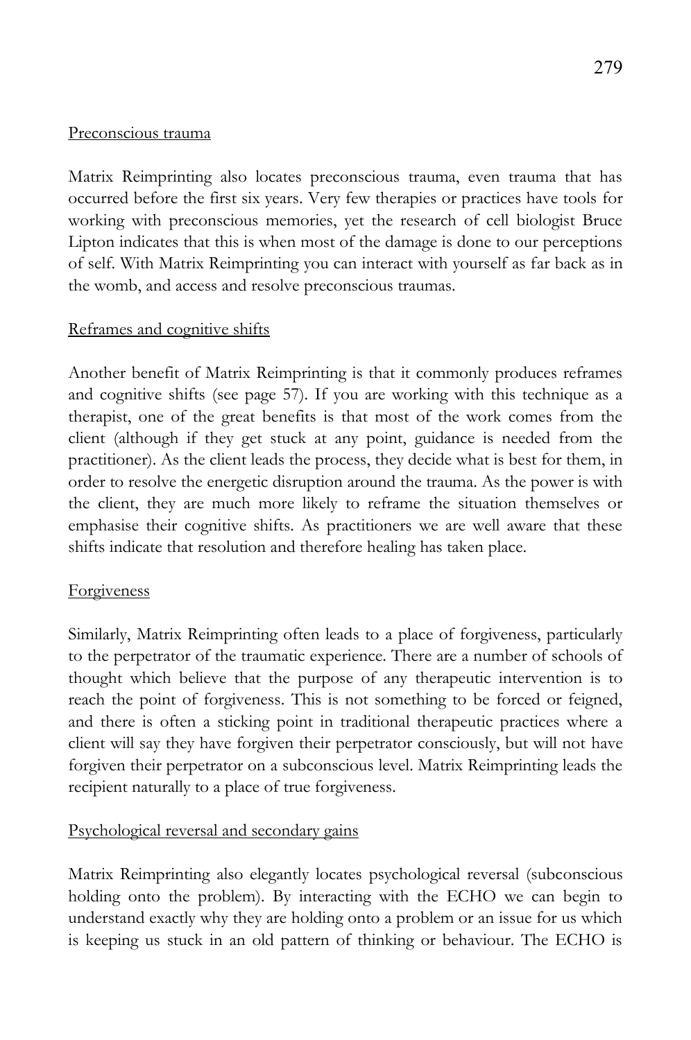Preconscious trauma

Matrix Reimprinting also locates preconscious trauma, even trauma that has occurred before the first six years. Very few therapies or practices have tools for working with preconscious memories, yet the research of cell biologist Bruce Lipton indicates that this is when most of the damage is done to our perceptions of self. With Matrix Reimprinting you can interact with yourself as far back as in the womb, and access and resolve preconscious traumas.

Reframes and cognitive shifts

Another benefit of Matrix Reimprinting is that it commonly produces reframes and cognitive shifts (see page 57). If you are working with this technique as a therapist, one of the great benefits is that most of the work comes from the client (although if they get stuck at any point, guidance is needed from the practitioner). As the client leads the process, they decide what is best for them, in order to resolve the energetic disruption around the trauma. As the power is with the client, they are much more likely to reframe the situation themselves or emphasise their cognitive shifts. As practitioners we are well aware that these shifts indicate that resolution and therefore healing has taken place.

Forgiveness

Similarly, Matrix Reimprinting often leads to a place of forgiveness, particularly to the perpetrator of the traumatic experience. There are a number of schools of thought which believe that the purpose of any therapeutic intervention is to reach the point of forgiveness. This is not something to be forced or feigned, and there is often a sticking point in traditional therapeutic practices where a client will say they have forgiven their perpetrator consciously, but will not have forgiven their perpetrator on a subconscious level. Matrix Reimprinting leads the recipient naturally to a place of true forgiveness.

Psychological reversal and secondary gains

Matrix Reimprinting also elegantly locates psychological reversal (subconscious holding onto the problem). By interacting with the ECHO we can begin to understand exactly why they are holding onto a problem or an issue for us which is keeping us stuck in an old pattern of thinking or behaviour. The ECHO is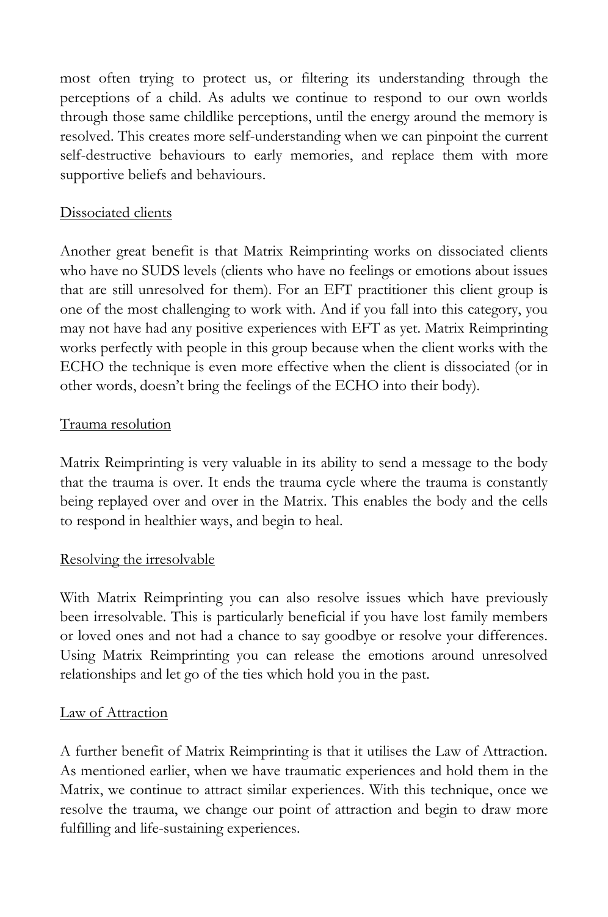most often trying to protect us, or filtering its understanding through the perceptions of a child. As adults we continue to respond to our own worlds through those same childlike perceptions, until the energy around the memory is resolved. This creates more self-understanding when we can pinpoint the current self-destructive behaviours to early memories, and replace them with more supportive beliefs and behaviours.

<u>Dissociated clients</u>

Another great benefit is that Matrix Reimprinting works on dissociated clients who have no SUDS levels (clients who have no feelings or emotions about issues that are still unresolved for them). For an EFT practitioner this client group is one of the most challenging to work with. And if you fall into this category, you may not have had any positive experiences with EFT as yet. Matrix Reimprinting works perfectly with people in this group because when the client works with the ECHO the technique is even more effective when the client is dissociated (or in other words, doesn't bring the feelings of the ECHO into their body).

<u>Trauma resolution</u>

Matrix Reimprinting is very valuable in its ability to send a message to the body that the trauma is over. It ends the trauma cycle where the trauma is constantly being replayed over and over in the Matrix. This enables the body and the cells to respond in healthier ways, and begin to heal.

<u>Resolving the irresolvable</u>

With Matrix Reimprinting you can also resolve issues which have previously been irresolvable. This is particularly beneficial if you have lost family members or loved ones and not had a chance to say goodbye or resolve your differences. Using Matrix Reimprinting you can release the emotions around unresolved relationships and let go of the ties which hold you in the past.

<u>Law of Attraction</u>

A further benefit of Matrix Reimprinting is that it utilises the Law of Attraction. As mentioned earlier, when we have traumatic experiences and hold them in the Matrix, we continue to attract similar experiences. With this technique, once we resolve the trauma, we change our point of attraction and begin to draw more fulfilling and life-sustaining experiences.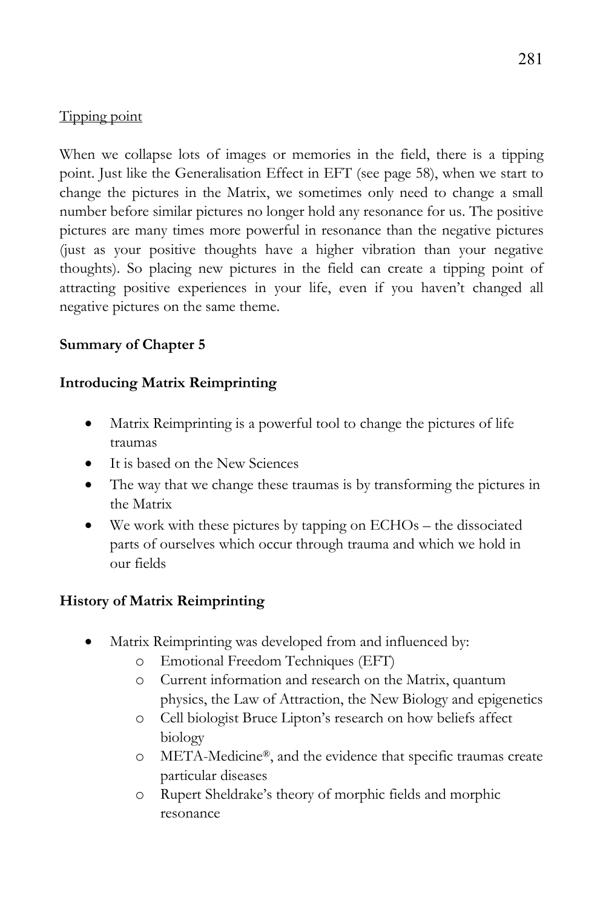Tipping point

When we collapse lots of images or memories in the field, there is a tipping point. Just like the Generalisation Effect in EFT (see page 58), when we start to change the pictures in the Matrix, we sometimes only need to change a small number before similar pictures no longer hold any resonance for us. The positive pictures are many times more powerful in resonance than the negative pictures (just as your positive thoughts have a higher vibration than your negative thoughts). So placing new pictures in the field can create a tipping point of attracting positive experiences in your life, even if you haven't changed all negative pictures on the same theme.

**Summary of Chapter 5**

**Introducing Matrix Reimprinting**

- Matrix Reimprinting is a powerful tool to change the pictures of life traumas
- It is based on the New Sciences
- The way that we change these traumas is by transforming the pictures in the Matrix
- We work with these pictures by tapping on ECHOs – the dissociated parts of ourselves which occur through trauma and which we hold in our fields

**History of Matrix Reimprinting**

- Matrix Reimprinting was developed from and influenced by:
  - Emotional Freedom Techniques (EFT)
  - Current information and research on the Matrix, quantum physics, the Law of Attraction, the New Biology and epigenetics
  - Cell biologist Bruce Lipton's research on how beliefs affect biology
  - META-Medicine®, and the evidence that specific traumas create particular diseases
  - Rupert Sheldrake's theory of morphic fields and morphic resonance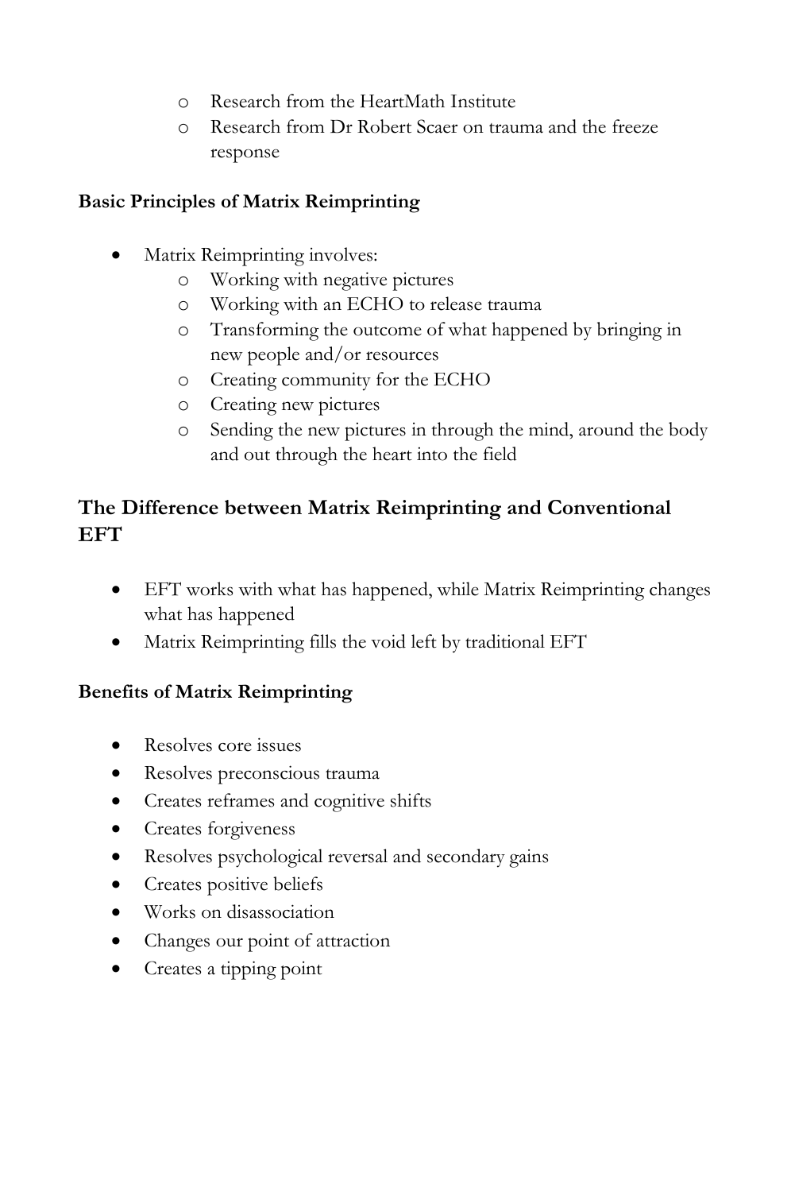- Research from the HeartMath Institute
  - Research from Dr Robert Scaer on trauma and the freeze response

**Basic Principles of Matrix Reimprinting**

- Matrix Reimprinting involves:
  - Working with negative pictures
  - Working with an ECHO to release trauma
  - Transforming the outcome of what happened by bringing in new people and/or resources
  - Creating community for the ECHO
  - Creating new pictures
  - Sending the new pictures in through the mind, around the body and out through the heart into the field

## The Difference between Matrix Reimprinting and Conventional EFT

- EFT works with what has happened, while Matrix Reimprinting changes what has happened
- Matrix Reimprinting fills the void left by traditional EFT

**Benefits of Matrix Reimprinting**

- Resolves core issues
- Resolves preconscious trauma
- Creates reframes and cognitive shifts
- Creates forgiveness
- Resolves psychological reversal and secondary gains
- Creates positive beliefs
- Works on disassociation
- Changes our point of attraction
- Creates a tipping point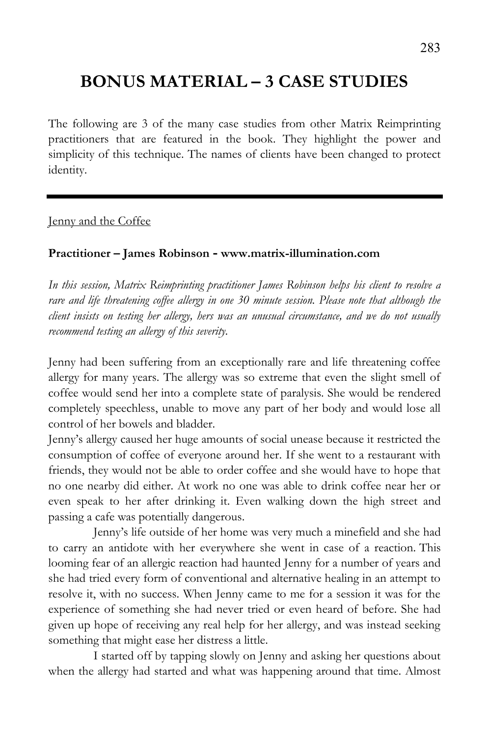# BONUS MATERIAL – 3 CASE STUDIES

The following are 3 of the many case studies from other Matrix Reimprinting practitioners that are featured in the book. They highlight the power and simplicity of this technique. The names of clients have been changed to protect identity.

---

Jenny and the Coffee

**Practitioner – James Robinson - www.matrix-illumination.com**

*In this session, Matrix Reimprinting practitioner James Robinson helps his client to resolve a rare and life threatening coffee allergy in one 30 minute session. Please note that although the client insists on testing her allergy, hers was an unusual circumstance, and we do not usually recommend testing an allergy of this severity.*

Jenny had been suffering from an exceptionally rare and life threatening coffee allergy for many years. The allergy was so extreme that even the slight smell of coffee would send her into a complete state of paralysis. She would be rendered completely speechless, unable to move any part of her body and would lose all control of her bowels and bladder.

Jenny's allergy caused her huge amounts of social unease because it restricted the consumption of coffee of everyone around her. If she went to a restaurant with friends, they would not be able to order coffee and she would have to hope that no one nearby did either. At work no one was able to drink coffee near her or even speak to her after drinking it. Even walking down the high street and passing a cafe was potentially dangerous.

Jenny's life outside of her home was very much a minefield and she had to carry an antidote with her everywhere she went in case of a reaction. This looming fear of an allergic reaction had haunted Jenny for a number of years and she had tried every form of conventional and alternative healing in an attempt to resolve it, with no success. When Jenny came to me for a session it was for the experience of something she had never tried or even heard of before. She had given up hope of receiving any real help for her allergy, and was instead seeking something that might ease her distress a little.

I started off by tapping slowly on Jenny and asking her questions about when the allergy had started and what was happening around that time. Almost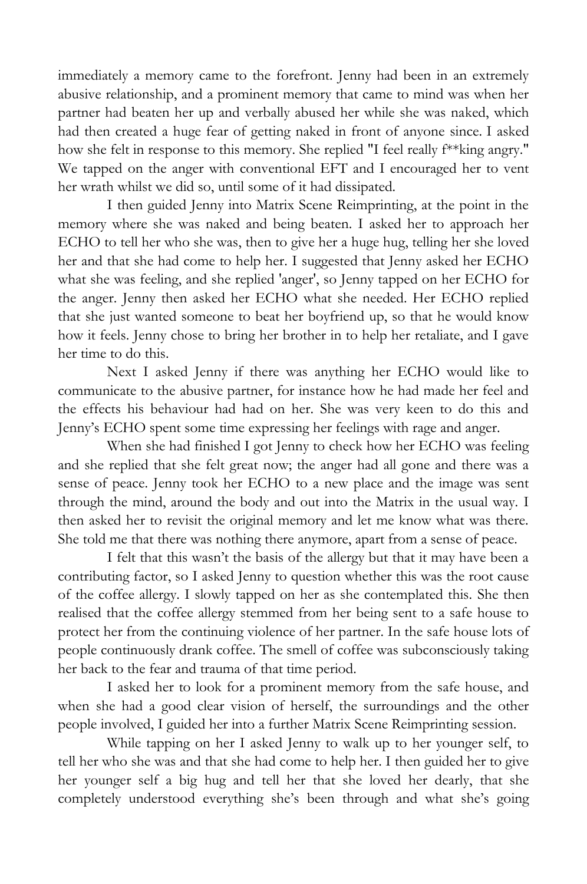immediately a memory came to the forefront. Jenny had been in an extremely abusive relationship, and a prominent memory that came to mind was when her partner had beaten her up and verbally abused her while she was naked, which had then created a huge fear of getting naked in front of anyone since. I asked how she felt in response to this memory. She replied "I feel really f**king angry." We tapped on the anger with conventional EFT and I encouraged her to vent her wrath whilst we did so, until some of it had dissipated.

I then guided Jenny into Matrix Scene Reimprinting, at the point in the memory where she was naked and being beaten. I asked her to approach her ECHO to tell her who she was, then to give her a huge hug, telling her she loved her and that she had come to help her. I suggested that Jenny asked her ECHO what she was feeling, and she replied 'anger', so Jenny tapped on her ECHO for the anger. Jenny then asked her ECHO what she needed. Her ECHO replied that she just wanted someone to beat her boyfriend up, so that he would know how it feels. Jenny chose to bring her brother in to help her retaliate, and I gave her time to do this.

Next I asked Jenny if there was anything her ECHO would like to communicate to the abusive partner, for instance how he had made her feel and the effects his behaviour had had on her. She was very keen to do this and Jenny's ECHO spent some time expressing her feelings with rage and anger.

When she had finished I got Jenny to check how her ECHO was feeling and she replied that she felt great now; the anger had all gone and there was a sense of peace. Jenny took her ECHO to a new place and the image was sent through the mind, around the body and out into the Matrix in the usual way. I then asked her to revisit the original memory and let me know what was there. She told me that there was nothing there anymore, apart from a sense of peace.

I felt that this wasn't the basis of the allergy but that it may have been a contributing factor, so I asked Jenny to question whether this was the root cause of the coffee allergy. I slowly tapped on her as she contemplated this. She then realised that the coffee allergy stemmed from her being sent to a safe house to protect her from the continuing violence of her partner. In the safe house lots of people continuously drank coffee. The smell of coffee was subconsciously taking her back to the fear and trauma of that time period.

I asked her to look for a prominent memory from the safe house, and when she had a good clear vision of herself, the surroundings and the other people involved, I guided her into a further Matrix Scene Reimprinting session.

While tapping on her I asked Jenny to walk up to her younger self, to tell her who she was and that she had come to help her. I then guided her to give her younger self a big hug and tell her that she loved her dearly, that she completely understood everything she's been through and what she's going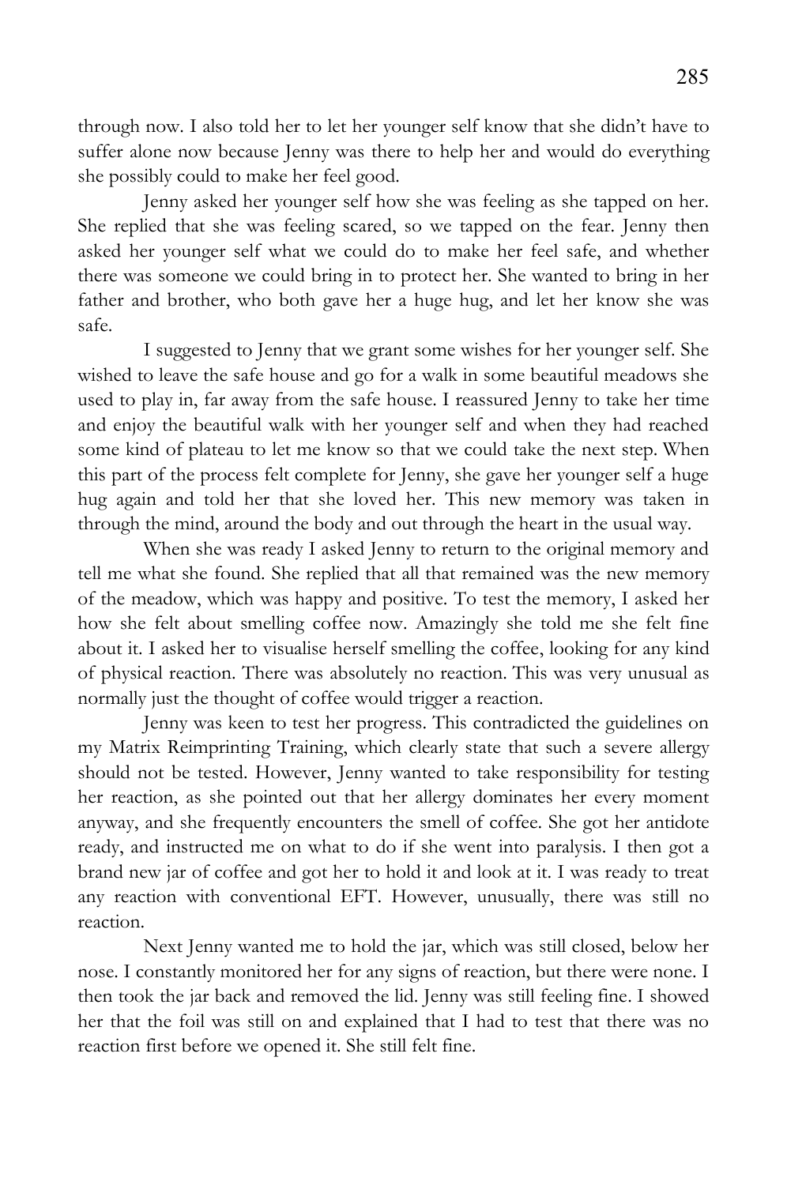through now. I also told her to let her younger self know that she didn't have to suffer alone now because Jenny was there to help her and would do everything she possibly could to make her feel good.

Jenny asked her younger self how she was feeling as she tapped on her. She replied that she was feeling scared, so we tapped on the fear. Jenny then asked her younger self what we could do to make her feel safe, and whether there was someone we could bring in to protect her. She wanted to bring in her father and brother, who both gave her a huge hug, and let her know she was safe.

I suggested to Jenny that we grant some wishes for her younger self. She wished to leave the safe house and go for a walk in some beautiful meadows she used to play in, far away from the safe house. I reassured Jenny to take her time and enjoy the beautiful walk with her younger self and when they had reached some kind of plateau to let me know so that we could take the next step. When this part of the process felt complete for Jenny, she gave her younger self a huge hug again and told her that she loved her. This new memory was taken in through the mind, around the body and out through the heart in the usual way.

When she was ready I asked Jenny to return to the original memory and tell me what she found. She replied that all that remained was the new memory of the meadow, which was happy and positive. To test the memory, I asked her how she felt about smelling coffee now. Amazingly she told me she felt fine about it. I asked her to visualise herself smelling the coffee, looking for any kind of physical reaction. There was absolutely no reaction. This was very unusual as normally just the thought of coffee would trigger a reaction.

Jenny was keen to test her progress. This contradicted the guidelines on my Matrix Reimprinting Training, which clearly state that such a severe allergy should not be tested. However, Jenny wanted to take responsibility for testing her reaction, as she pointed out that her allergy dominates her every moment anyway, and she frequently encounters the smell of coffee. She got her antidote ready, and instructed me on what to do if she went into paralysis. I then got a brand new jar of coffee and got her to hold it and look at it. I was ready to treat any reaction with conventional EFT. However, unusually, there was still no reaction.

Next Jenny wanted me to hold the jar, which was still closed, below her nose. I constantly monitored her for any signs of reaction, but there were none. I then took the jar back and removed the lid. Jenny was still feeling fine. I showed her that the foil was still on and explained that I had to test that there was no reaction first before we opened it. She still felt fine.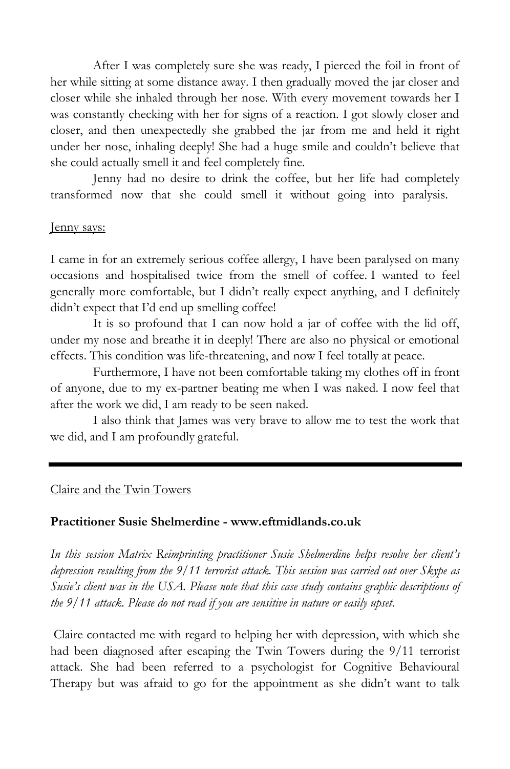After I was completely sure she was ready, I pierced the foil in front of her while sitting at some distance away. I then gradually moved the jar closer and closer while she inhaled through her nose. With every movement towards her I was constantly checking with her for signs of a reaction. I got slowly closer and closer, and then unexpectedly she grabbed the jar from me and held it right under her nose, inhaling deeply! She had a huge smile and couldn't believe that she could actually smell it and feel completely fine.

Jenny had no desire to drink the coffee, but her life had completely transformed now that she could smell it without going into paralysis.

Jenny says:

I came in for an extremely serious coffee allergy, I have been paralysed on many occasions and hospitalised twice from the smell of coffee. I wanted to feel generally more comfortable, but I didn't really expect anything, and I definitely didn't expect that I'd end up smelling coffee!

It is so profound that I can now hold a jar of coffee with the lid off, under my nose and breathe it in deeply! There are also no physical or emotional effects. This condition was life-threatening, and now I feel totally at peace.

Furthermore, I have not been comfortable taking my clothes off in front of anyone, due to my ex-partner beating me when I was naked. I now feel that after the work we did, I am ready to be seen naked.

I also think that James was very brave to allow me to test the work that we did, and I am profoundly grateful.

---

## Claire and the Twin Towers

**Practitioner Susie Shelmerdine - www.eftmidlands.co.uk**

*In this session Matrix Reimprinting practitioner Susie Shelmerdine helps resolve her client's depression resulting from the 9/11 terrorist attack. This session was carried out over Skype as Susie's client was in the USA. Please note that this case study contains graphic descriptions of the 9/11 attack. Please do not read if you are sensitive in nature or easily upset.*

Claire contacted me with regard to helping her with depression, with which she had been diagnosed after escaping the Twin Towers during the 9/11 terrorist attack. She had been referred to a psychologist for Cognitive Behavioural Therapy but was afraid to go for the appointment as she didn't want to talk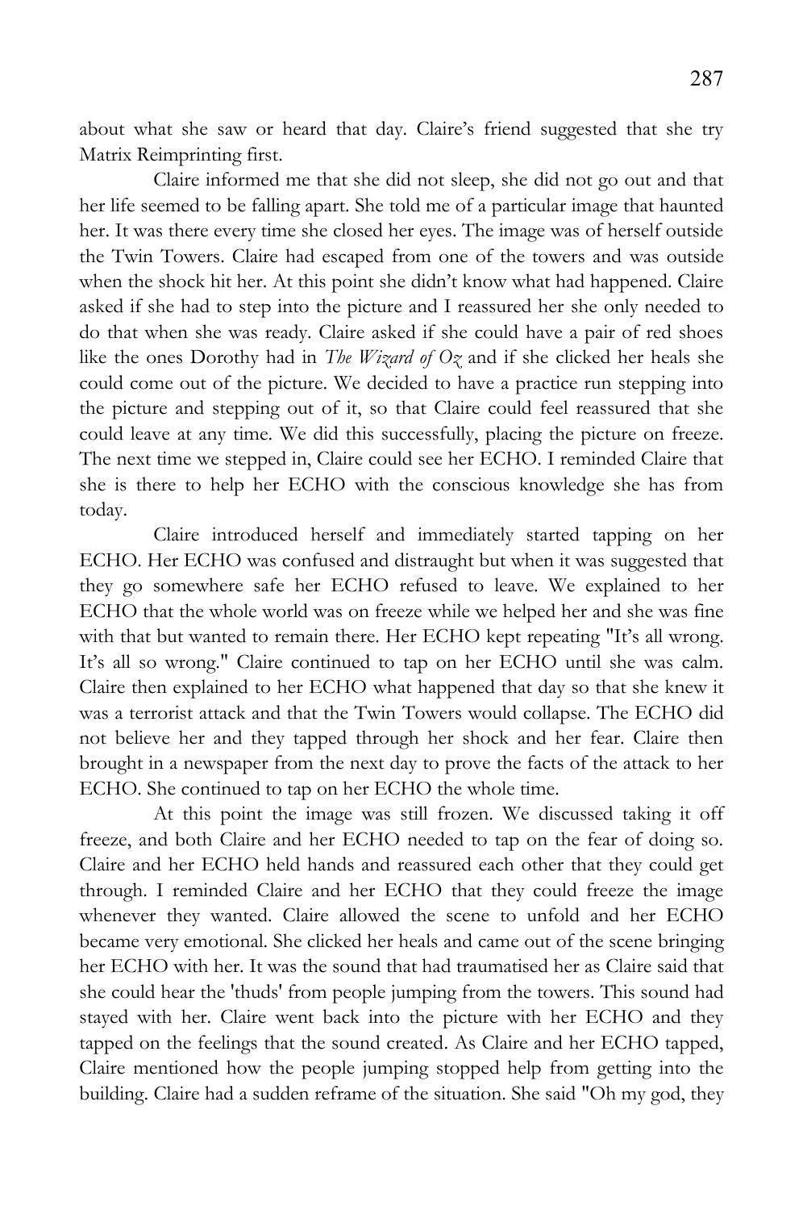about what she saw or heard that day. Claire's friend suggested that she try Matrix Reimprinting first.

Claire informed me that she did not sleep, she did not go out and that her life seemed to be falling apart. She told me of a particular image that haunted her. It was there every time she closed her eyes. The image was of herself outside the Twin Towers. Claire had escaped from one of the towers and was outside when the shock hit her. At this point she didn't know what had happened. Claire asked if she had to step into the picture and I reassured her she only needed to do that when she was ready. Claire asked if she could have a pair of red shoes like the ones Dorothy had in *The Wizard of Oz* and if she clicked her heals she could come out of the picture. We decided to have a practice run stepping into the picture and stepping out of it, so that Claire could feel reassured that she could leave at any time. We did this successfully, placing the picture on freeze. The next time we stepped in, Claire could see her ECHO. I reminded Claire that she is there to help her ECHO with the conscious knowledge she has from today.

Claire introduced herself and immediately started tapping on her ECHO. Her ECHO was confused and distraught but when it was suggested that they go somewhere safe her ECHO refused to leave. We explained to her ECHO that the whole world was on freeze while we helped her and she was fine with that but wanted to remain there. Her ECHO kept repeating "It's all wrong. It's all so wrong." Claire continued to tap on her ECHO until she was calm. Claire then explained to her ECHO what happened that day so that she knew it was a terrorist attack and that the Twin Towers would collapse. The ECHO did not believe her and they tapped through her shock and her fear. Claire then brought in a newspaper from the next day to prove the facts of the attack to her ECHO. She continued to tap on her ECHO the whole time.

At this point the image was still frozen. We discussed taking it off freeze, and both Claire and her ECHO needed to tap on the fear of doing so. Claire and her ECHO held hands and reassured each other that they could get through. I reminded Claire and her ECHO that they could freeze the image whenever they wanted. Claire allowed the scene to unfold and her ECHO became very emotional. She clicked her heals and came out of the scene bringing her ECHO with her. It was the sound that had traumatised her as Claire said that she could hear the 'thuds' from people jumping from the towers. This sound had stayed with her. Claire went back into the picture with her ECHO and they tapped on the feelings that the sound created. As Claire and her ECHO tapped, Claire mentioned how the people jumping stopped help from getting into the building. Claire had a sudden reframe of the situation. She said "Oh my god, they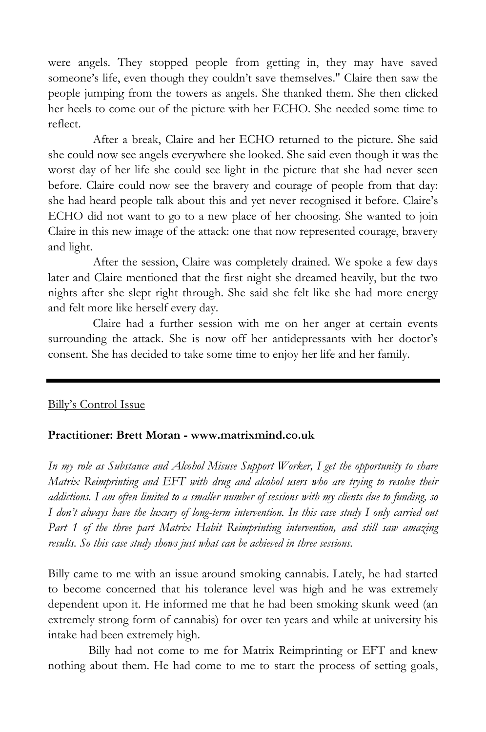were angels. They stopped people from getting in, they may have saved someone's life, even though they couldn't save themselves." Claire then saw the people jumping from the towers as angels. She thanked them. She then clicked her heels to come out of the picture with her ECHO. She needed some time to reflect.

After a break, Claire and her ECHO returned to the picture. She said she could now see angels everywhere she looked. She said even though it was the worst day of her life she could see light in the picture that she had never seen before. Claire could now see the bravery and courage of people from that day: she had heard people talk about this and yet never recognised it before. Claire's ECHO did not want to go to a new place of her choosing. She wanted to join Claire in this new image of the attack: one that now represented courage, bravery and light.

After the session, Claire was completely drained. We spoke a few days later and Claire mentioned that the first night she dreamed heavily, but the two nights after she slept right through. She said she felt like she had more energy and felt more like herself every day.

Claire had a further session with me on her anger at certain events surrounding the attack. She is now off her antidepressants with her doctor's consent. She has decided to take some time to enjoy her life and her family.

---

<u>Billy's Control Issue</u>

**Practitioner: Brett Moran - www.matrixmind.co.uk**

*In my role as Substance and Alcohol Misuse Support Worker, I get the opportunity to share Matrix Reimprinting and EFT with drug and alcohol users who are trying to resolve their addictions. I am often limited to a smaller number of sessions with my clients due to funding, so I don't always have the luxury of long-term intervention. In this case study I only carried out Part 1 of the three part Matrix Habit Reimprinting intervention, and still saw amazing results. So this case study shows just what can be achieved in three sessions.*

Billy came to me with an issue around smoking cannabis. Lately, he had started to become concerned that his tolerance level was high and he was extremely dependent upon it. He informed me that he had been smoking skunk weed (an extremely strong form of cannabis) for over ten years and while at university his intake had been extremely high.

Billy had not come to me for Matrix Reimprinting or EFT and knew nothing about them. He had come to me to start the process of setting goals,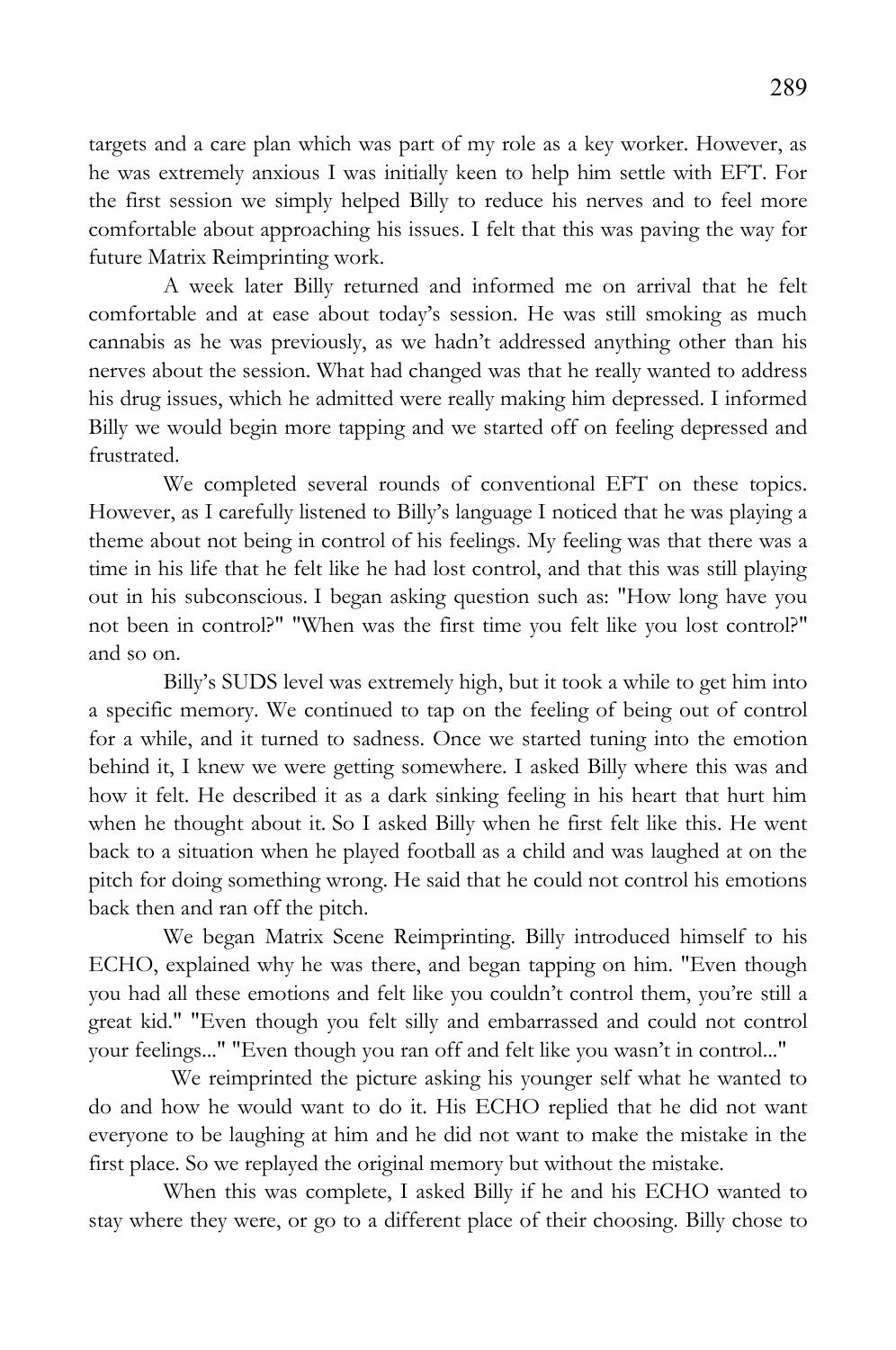targets and a care plan which was part of my role as a key worker. However, as he was extremely anxious I was initially keen to help him settle with EFT. For the first session we simply helped Billy to reduce his nerves and to feel more comfortable about approaching his issues. I felt that this was paving the way for future Matrix Reimprinting work.

A week later Billy returned and informed me on arrival that he felt comfortable and at ease about today's session. He was still smoking as much cannabis as he was previously, as we hadn't addressed anything other than his nerves about the session. What had changed was that he really wanted to address his drug issues, which he admitted were really making him depressed. I informed Billy we would begin more tapping and we started off on feeling depressed and frustrated.

We completed several rounds of conventional EFT on these topics. However, as I carefully listened to Billy's language I noticed that he was playing a theme about not being in control of his feelings. My feeling was that there was a time in his life that he felt like he had lost control, and that this was still playing out in his subconscious. I began asking question such as: "How long have you not been in control?" "When was the first time you felt like you lost control?" and so on.

Billy's SUDS level was extremely high, but it took a while to get him into a specific memory. We continued to tap on the feeling of being out of control for a while, and it turned to sadness. Once we started tuning into the emotion behind it, I knew we were getting somewhere. I asked Billy where this was and how it felt. He described it as a dark sinking feeling in his heart that hurt him when he thought about it. So I asked Billy when he first felt like this. He went back to a situation when he played football as a child and was laughed at on the pitch for doing something wrong. He said that he could not control his emotions back then and ran off the pitch.

We began Matrix Scene Reimprinting. Billy introduced himself to his ECHO, explained why he was there, and began tapping on him. "Even though you had all these emotions and felt like you couldn't control them, you're still a great kid." "Even though you felt silly and embarrassed and could not control your feelings..." "Even though you ran off and felt like you wasn't in control..."

We reimprinted the picture asking his younger self what he wanted to do and how he would want to do it. His ECHO replied that he did not want everyone to be laughing at him and he did not want to make the mistake in the first place. So we replayed the original memory but without the mistake.

When this was complete, I asked Billy if he and his ECHO wanted to stay where they were, or go to a different place of their choosing. Billy chose to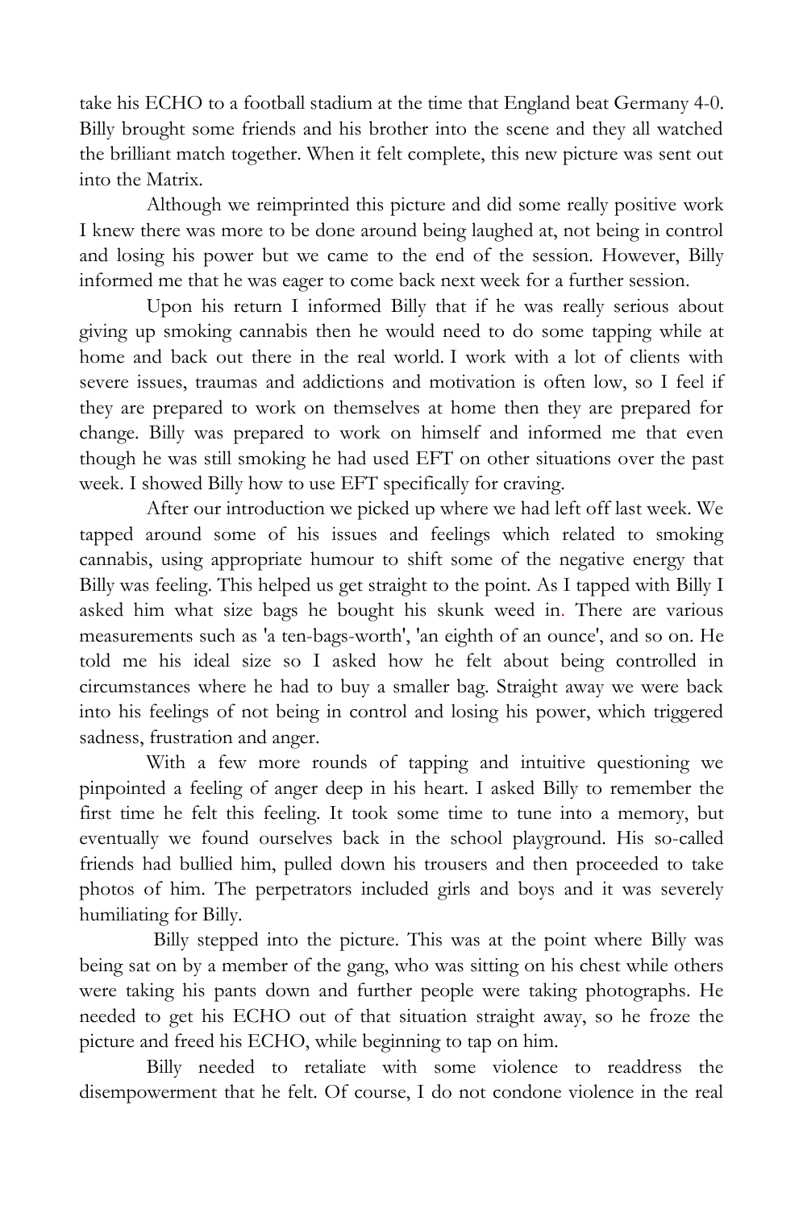take his ECHO to a football stadium at the time that England beat Germany 4-0. Billy brought some friends and his brother into the scene and they all watched the brilliant match together. When it felt complete, this new picture was sent out into the Matrix.

Although we reimprinted this picture and did some really positive work I knew there was more to be done around being laughed at, not being in control and losing his power but we came to the end of the session. However, Billy informed me that he was eager to come back next week for a further session.

Upon his return I informed Billy that if he was really serious about giving up smoking cannabis then he would need to do some tapping while at home and back out there in the real world. I work with a lot of clients with severe issues, traumas and addictions and motivation is often low, so I feel if they are prepared to work on themselves at home then they are prepared for change. Billy was prepared to work on himself and informed me that even though he was still smoking he had used EFT on other situations over the past week. I showed Billy how to use EFT specifically for craving.

After our introduction we picked up where we had left off last week. We tapped around some of his issues and feelings which related to smoking cannabis, using appropriate humour to shift some of the negative energy that Billy was feeling. This helped us get straight to the point. As I tapped with Billy I asked him what size bags he bought his skunk weed in. There are various measurements such as 'a ten-bags-worth', 'an eighth of an ounce', and so on. He told me his ideal size so I asked how he felt about being controlled in circumstances where he had to buy a smaller bag. Straight away we were back into his feelings of not being in control and losing his power, which triggered sadness, frustration and anger.

With a few more rounds of tapping and intuitive questioning we pinpointed a feeling of anger deep in his heart. I asked Billy to remember the first time he felt this feeling. It took some time to tune into a memory, but eventually we found ourselves back in the school playground. His so-called friends had bullied him, pulled down his trousers and then proceeded to take photos of him. The perpetrators included girls and boys and it was severely humiliating for Billy.

Billy stepped into the picture. This was at the point where Billy was being sat on by a member of the gang, who was sitting on his chest while others were taking his pants down and further people were taking photographs. He needed to get his ECHO out of that situation straight away, so he froze the picture and freed his ECHO, while beginning to tap on him.

Billy needed to retaliate with some violence to readdress the disempowerment that he felt. Of course, I do not condone violence in the real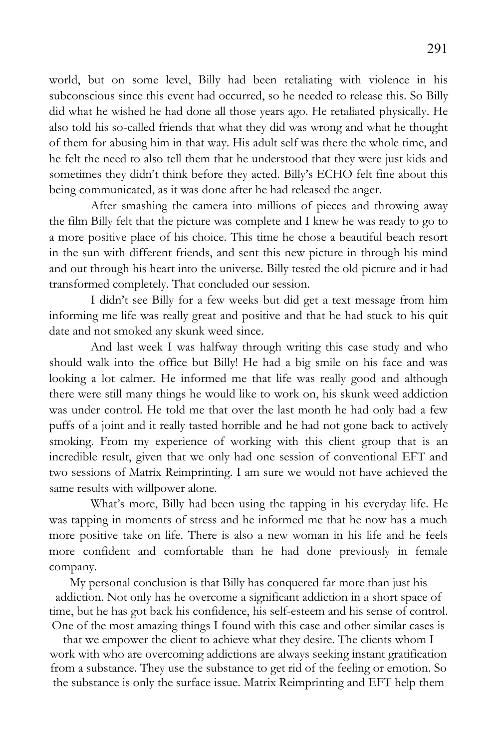world, but on some level, Billy had been retaliating with violence in his subconscious since this event had occurred, so he needed to release this. So Billy did what he wished he had done all those years ago. He retaliated physically. He also told his so-called friends that what they did was wrong and what he thought of them for abusing him in that way. His adult self was there the whole time, and he felt the need to also tell them that he understood that they were just kids and sometimes they didn't think before they acted. Billy's ECHO felt fine about this being communicated, as it was done after he had released the anger.

After smashing the camera into millions of pieces and throwing away the film Billy felt that the picture was complete and I knew he was ready to go to a more positive place of his choice. This time he chose a beautiful beach resort in the sun with different friends, and sent this new picture in through his mind and out through his heart into the universe. Billy tested the old picture and it had transformed completely. That concluded our session.

I didn't see Billy for a few weeks but did get a text message from him informing me life was really great and positive and that he had stuck to his quit date and not smoked any skunk weed since.

And last week I was halfway through writing this case study and who should walk into the office but Billy! He had a big smile on his face and was looking a lot calmer. He informed me that life was really good and although there were still many things he would like to work on, his skunk weed addiction was under control. He told me that over the last month he had only had a few puffs of a joint and it really tasted horrible and he had not gone back to actively smoking. From my experience of working with this client group that is an incredible result, given that we only had one session of conventional EFT and two sessions of Matrix Reimprinting. I am sure we would not have achieved the same results with willpower alone.

What's more, Billy had been using the tapping in his everyday life. He was tapping in moments of stress and he informed me that he now has a much more positive take on life. There is also a new woman in his life and he feels more confident and comfortable than he had done previously in female company.

My personal conclusion is that Billy has conquered far more than just his addiction. Not only has he overcome a significant addiction in a short space of time, but he has got back his confidence, his self-esteem and his sense of control. One of the most amazing things I found with this case and other similar cases is that we empower the client to achieve what they desire. The clients whom I work with who are overcoming addictions are always seeking instant gratification from a substance. They use the substance to get rid of the feeling or emotion. So the substance is only the surface issue. Matrix Reimprinting and EFT help them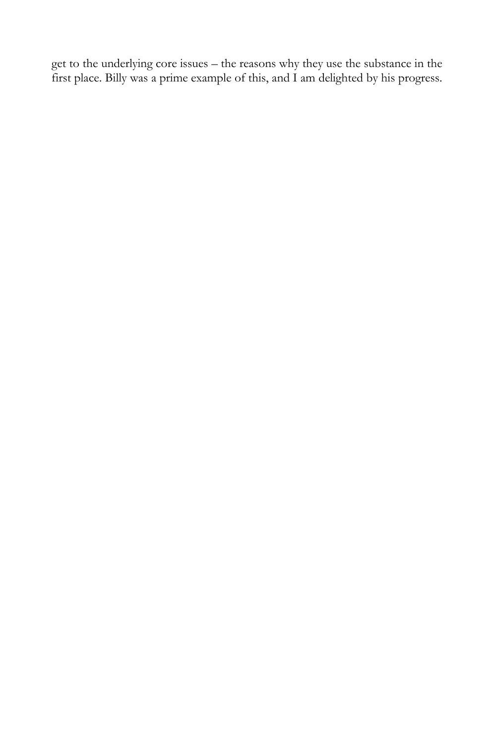get to the underlying core issues – the reasons why they use the substance in the first place. Billy was a prime example of this, and I am delighted by his progress.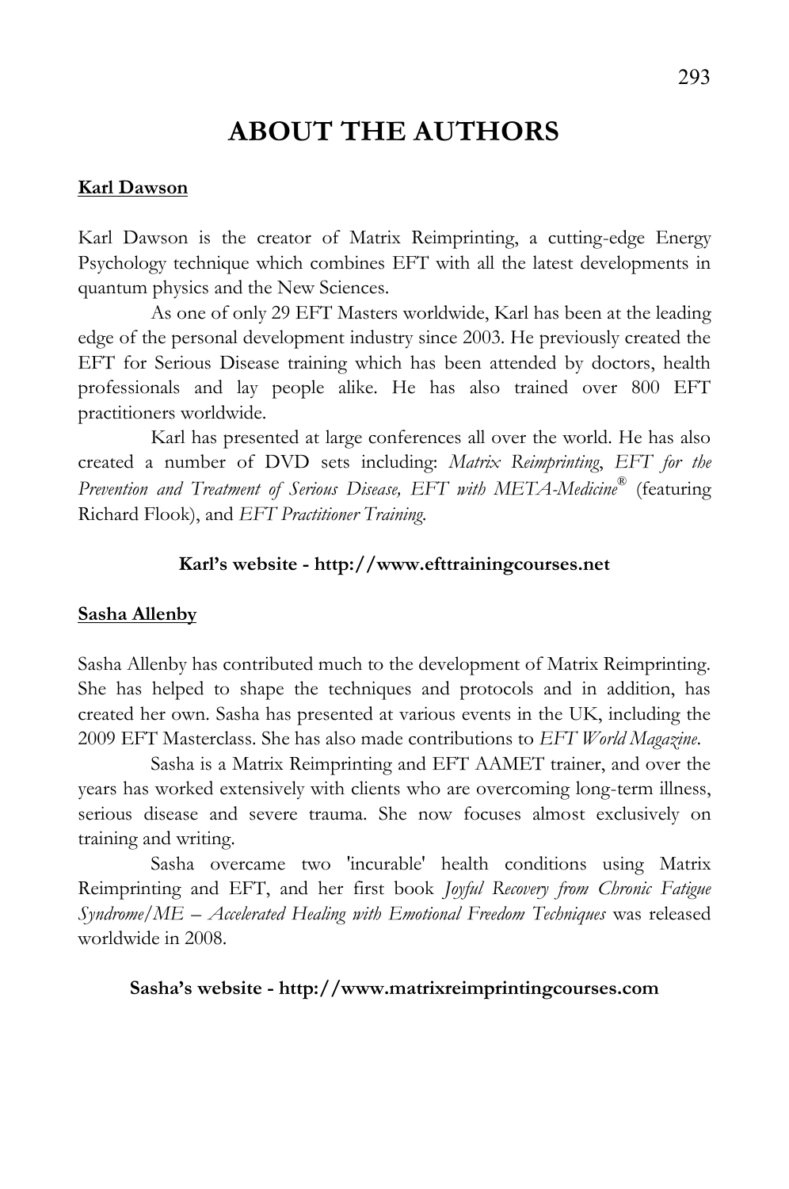# ABOUT THE AUTHORS

**Karl Dawson**

Karl Dawson is the creator of Matrix Reimprinting, a cutting-edge Energy Psychology technique which combines EFT with all the latest developments in quantum physics and the New Sciences.

As one of only 29 EFT Masters worldwide, Karl has been at the leading edge of the personal development industry since 2003. He previously created the EFT for Serious Disease training which has been attended by doctors, health professionals and lay people alike. He has also trained over 800 EFT practitioners worldwide.

Karl has presented at large conferences all over the world. He has also created a number of DVD sets including: *Matrix Reimprinting*, *EFT for the Prevention and Treatment of Serious Disease, EFT with META-Medicine®* (featuring Richard Flook), and *EFT Practitioner Training.*

**Karl's website - http://www.efttrainingcourses.net**

**Sasha Allenby**

Sasha Allenby has contributed much to the development of Matrix Reimprinting. She has helped to shape the techniques and protocols and in addition, has created her own. Sasha has presented at various events in the UK, including the 2009 EFT Masterclass. She has also made contributions to *EFT World Magazine*.

Sasha is a Matrix Reimprinting and EFT AAMET trainer, and over the years has worked extensively with clients who are overcoming long-term illness, serious disease and severe trauma. She now focuses almost exclusively on training and writing.

Sasha overcame two 'incurable' health conditions using Matrix Reimprinting and EFT, and her first book *Joyful Recovery from Chronic Fatigue Syndrome/ME – Accelerated Healing with Emotional Freedom Techniques* was released worldwide in 2008.

**Sasha's website - http://www.matrixreimprintingcourses.com**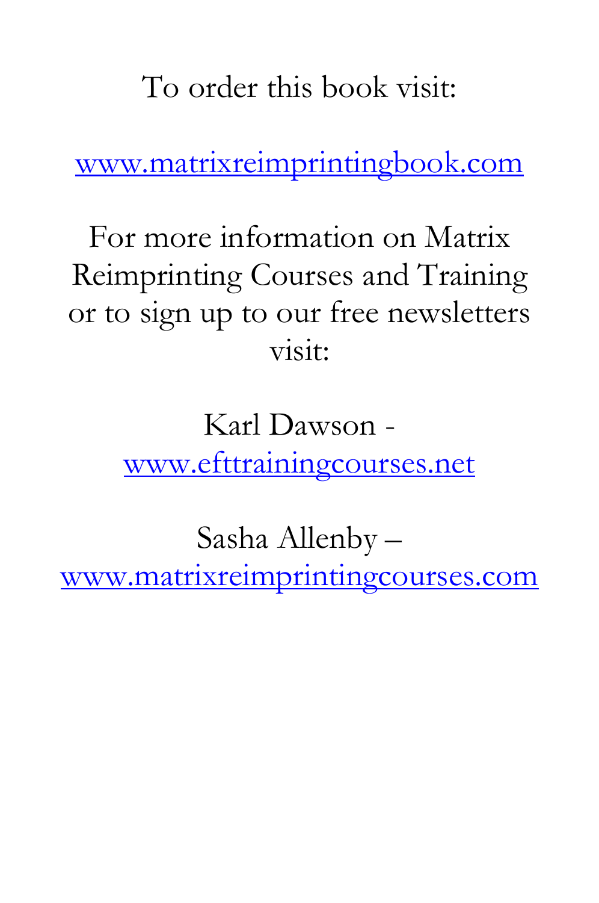To order this book visit:

[www.matrixreimprintingbook.com](http://www.matrixreimprintingbook.com)

For more information on Matrix Reimprinting Courses and Training or to sign up to our free newsletters visit:

Karl Dawson - [www.efttrainingcourses.net](http://www.efttrainingcourses.net)

Sasha Allenby – [www.matrixreimprintingcourses.com](http://www.matrixreimprintingcourses.com)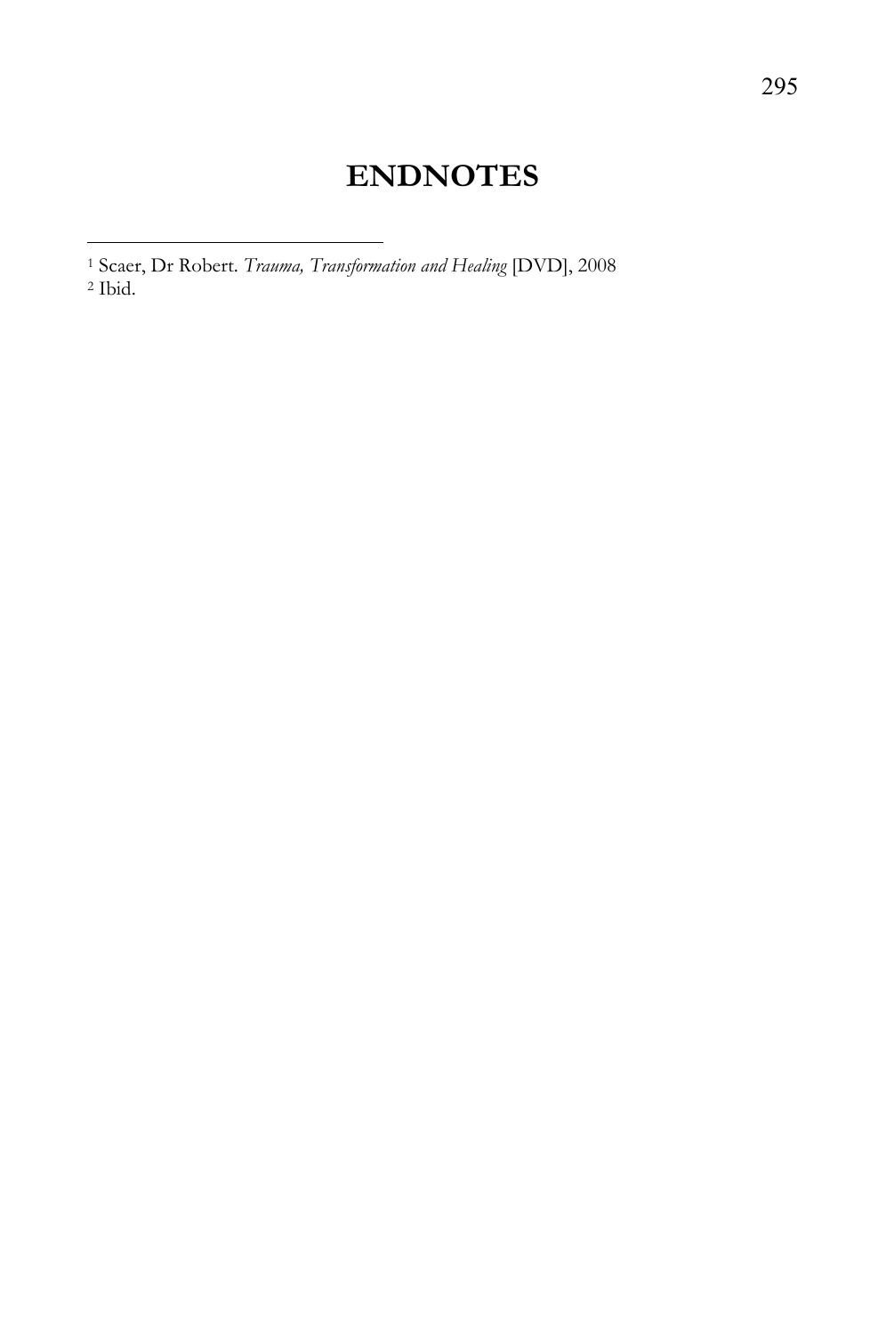# ENDNOTES

---

[1] Scaer, Dr Robert. *Trauma, Transformation and Healing* [DVD], 2008

[2] Ibid.